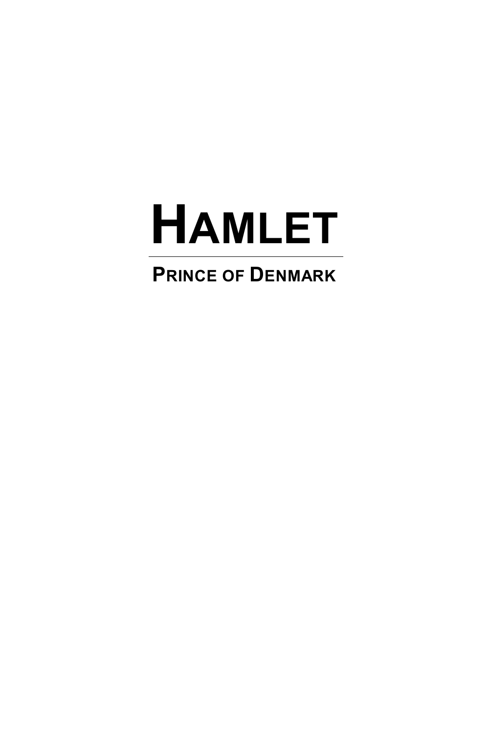# HAMLET

---

## PRINCE OF DENMARK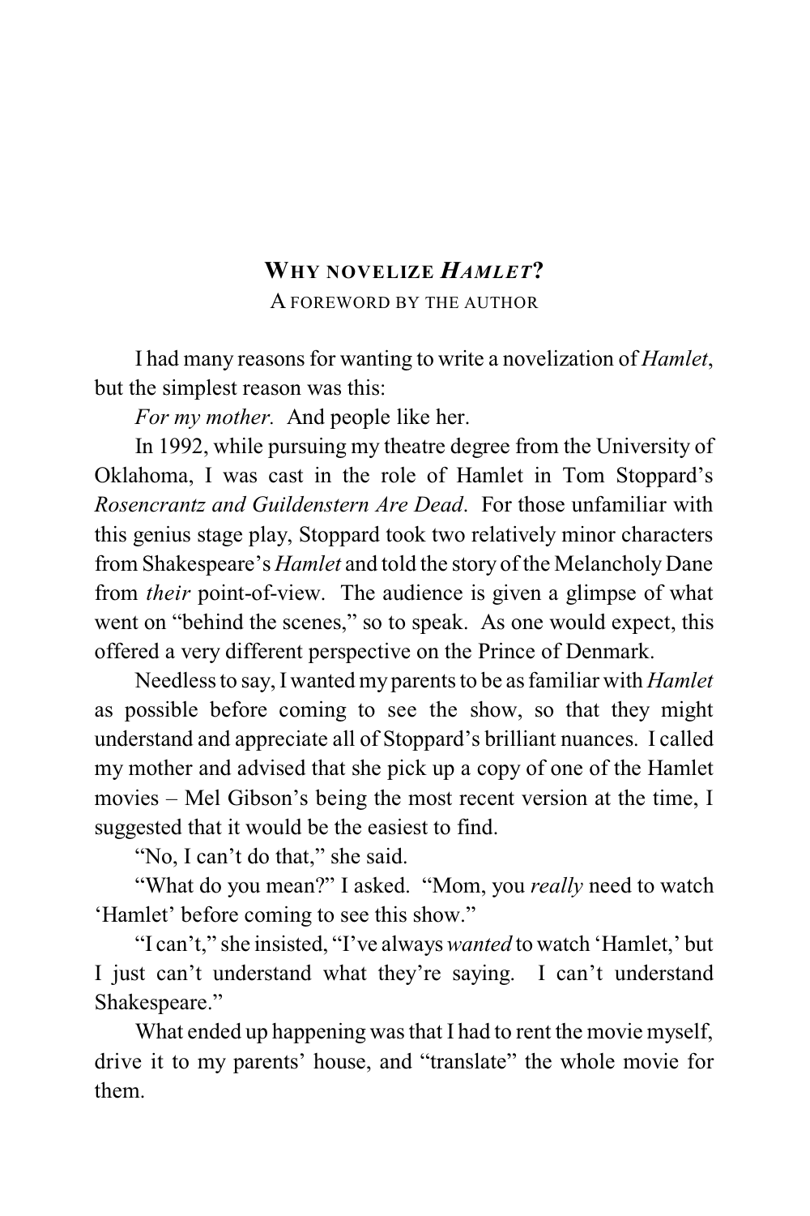## Why novelize *Hamlet*?

A foreword by the author

I had many reasons for wanting to write a novelization of *Hamlet*, but the simplest reason was this:

*For my mother.* And people like her.

In 1992, while pursuing my theatre degree from the University of Oklahoma, I was cast in the role of Hamlet in Tom Stoppard's *Rosencrantz and Guildenstern Are Dead*. For those unfamiliar with this genius stage play, Stoppard took two relatively minor characters from Shakespeare's *Hamlet* and told the story of the Melancholy Dane from *their* point-of-view. The audience is given a glimpse of what went on "behind the scenes," so to speak. As one would expect, this offered a very different perspective on the Prince of Denmark.

Needless to say, I wanted my parents to be as familiar with *Hamlet* as possible before coming to see the show, so that they might understand and appreciate all of Stoppard's brilliant nuances. I called my mother and advised that she pick up a copy of one of the Hamlet movies – Mel Gibson's being the most recent version at the time, I suggested that it would be the easiest to find.

"No, I can't do that," she said.

"What do you mean?" I asked. "Mom, you *really* need to watch 'Hamlet' before coming to see this show."

"I can't," she insisted, "I've always *wanted* to watch 'Hamlet,' but I just can't understand what they're saying. I can't understand Shakespeare."

What ended up happening was that I had to rent the movie myself, drive it to my parents' house, and "translate" the whole movie for them.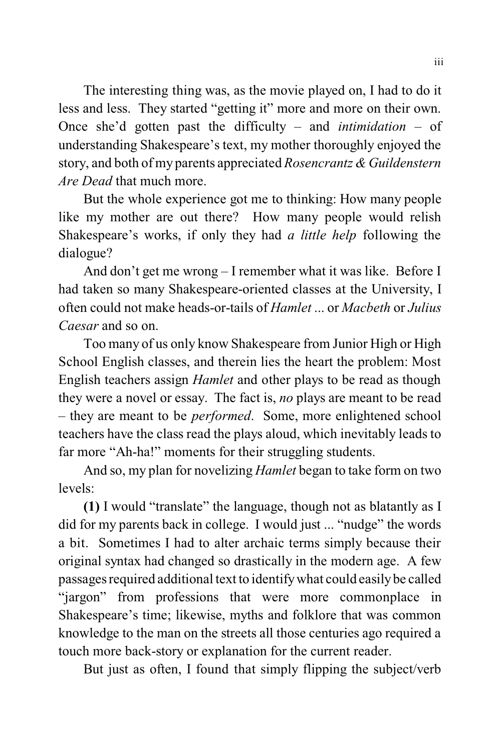The interesting thing was, as the movie played on, I had to do it less and less. They started "getting it" more and more on their own. Once she'd gotten past the difficulty – and *intimidation* – of understanding Shakespeare's text, my mother thoroughly enjoyed the story, and both of my parents appreciated *Rosencrantz & Guildenstern Are Dead* that much more.

But the whole experience got me to thinking: How many people like my mother are out there? How many people would relish Shakespeare's works, if only they had *a little help* following the dialogue?

And don't get me wrong – I remember what it was like. Before I had taken so many Shakespeare-oriented classes at the University, I often could not make heads-or-tails of *Hamlet* ... or *Macbeth* or *Julius Caesar* and so on.

Too many of us only know Shakespeare from Junior High or High School English classes, and therein lies the heart the problem: Most English teachers assign *Hamlet* and other plays to be read as though they were a novel or essay. The fact is, *no* plays are meant to be read – they are meant to be *performed*. Some, more enlightened school teachers have the class read the plays aloud, which inevitably leads to far more "Ah-ha!" moments for their struggling students.

And so, my plan for novelizing *Hamlet* began to take form on two levels:

**(1)** I would "translate" the language, though not as blatantly as I did for my parents back in college. I would just ... "nudge" the words a bit. Sometimes I had to alter archaic terms simply because their original syntax had changed so drastically in the modern age. A few passages required additional text to identify what could easily be called "jargon" from professions that were more commonplace in Shakespeare's time; likewise, myths and folklore that was common knowledge to the man on the streets all those centuries ago required a touch more back-story or explanation for the current reader.

But just as often, I found that simply flipping the subject/verb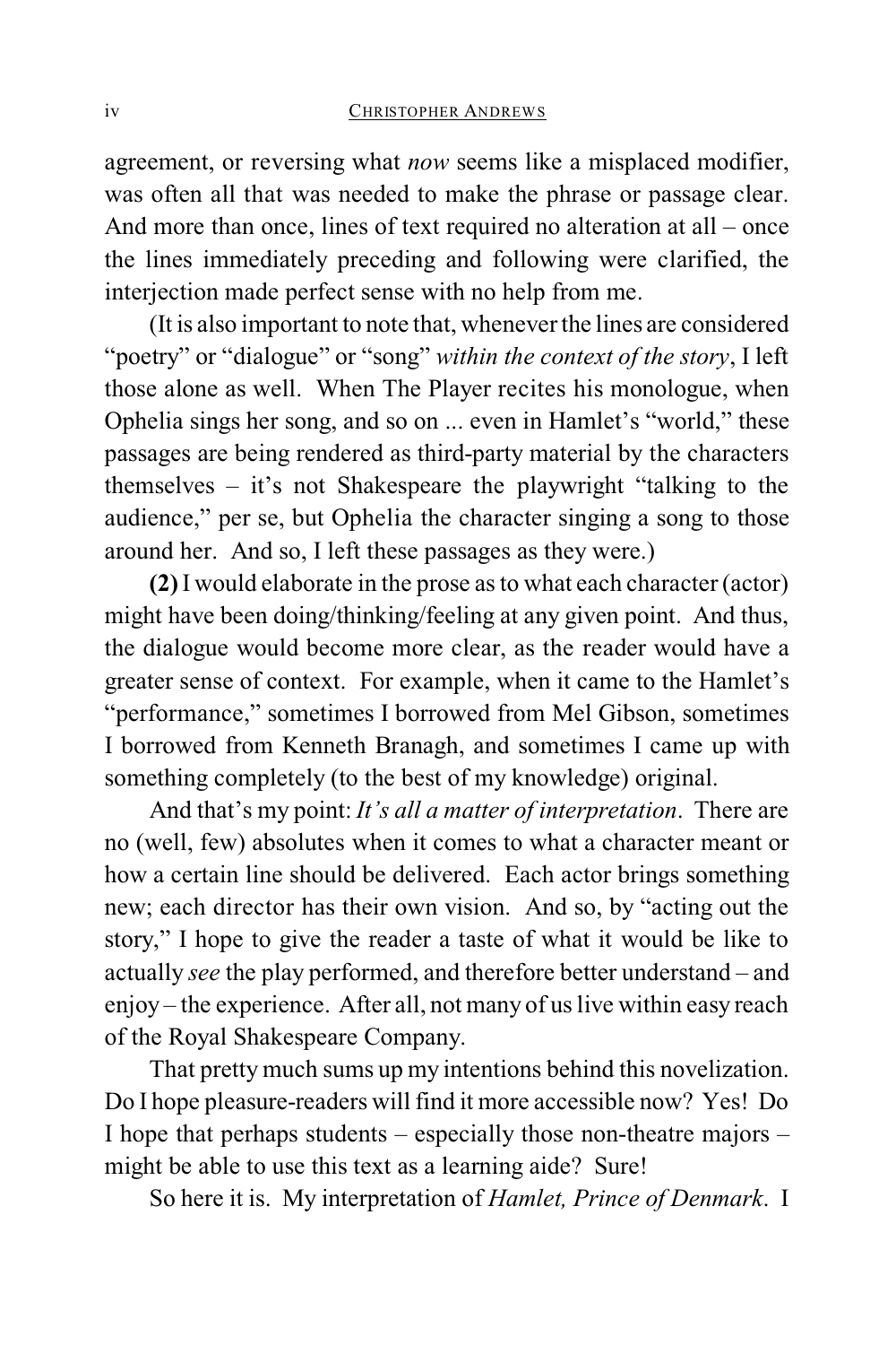agreement, or reversing what *now* seems like a misplaced modifier, was often all that was needed to make the phrase or passage clear. And more than once, lines of text required no alteration at all – once the lines immediately preceding and following were clarified, the interjection made perfect sense with no help from me.

(It is also important to note that, whenever the lines are considered "poetry" or "dialogue" or "song" *within the context of the story*, I left those alone as well. When The Player recites his monologue, when Ophelia sings her song, and so on ... even in Hamlet's "world," these passages are being rendered as third-party material by the characters themselves – it's not Shakespeare the playwright "talking to the audience," per se, but Ophelia the character singing a song to those around her. And so, I left these passages as they were.)

**(2)** I would elaborate in the prose as to what each character (actor) might have been doing/thinking/feeling at any given point. And thus, the dialogue would become more clear, as the reader would have a greater sense of context. For example, when it came to the Hamlet's "performance," sometimes I borrowed from Mel Gibson, sometimes I borrowed from Kenneth Branagh, and sometimes I came up with something completely (to the best of my knowledge) original.

And that's my point: *It's all a matter of interpretation*. There are no (well, few) absolutes when it comes to what a character meant or how a certain line should be delivered. Each actor brings something new; each director has their own vision. And so, by "acting out the story," I hope to give the reader a taste of what it would be like to actually *see* the play performed, and therefore better understand – and enjoy – the experience. After all, not many of us live within easy reach of the Royal Shakespeare Company.

That pretty much sums up my intentions behind this novelization. Do I hope pleasure-readers will find it more accessible now? Yes! Do I hope that perhaps students – especially those non-theatre majors – might be able to use this text as a learning aide? Sure!

So here it is. My interpretation of *Hamlet, Prince of Denmark*. I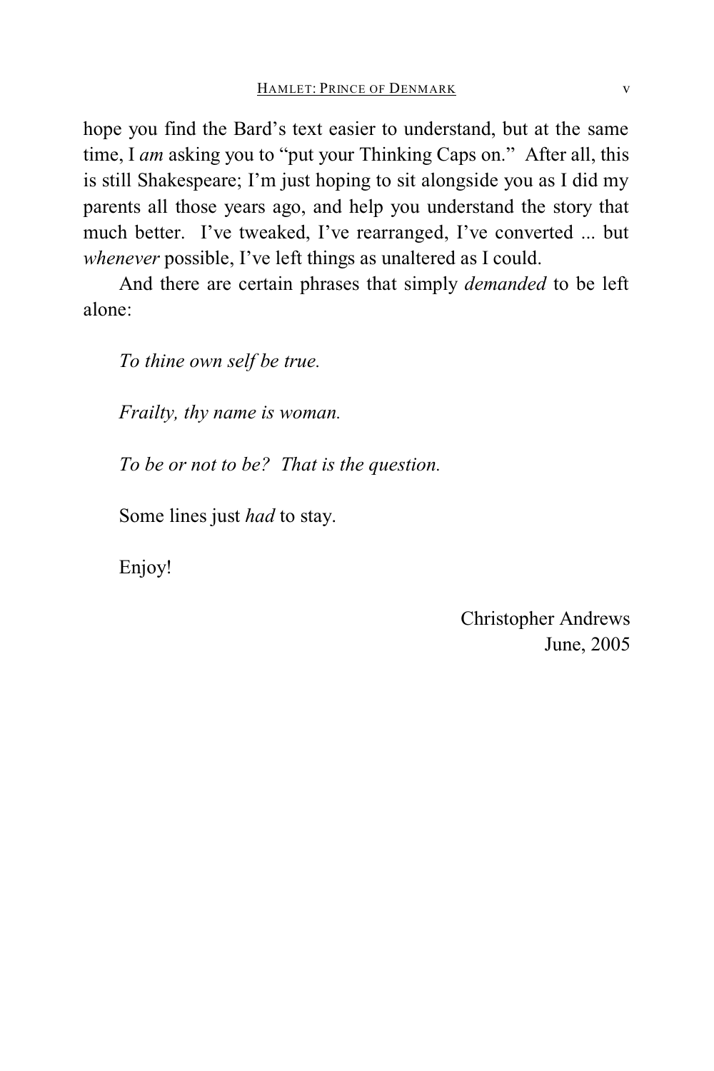hope you find the Bard's text easier to understand, but at the same time, I *am* asking you to "put your Thinking Caps on." After all, this is still Shakespeare; I'm just hoping to sit alongside you as I did my parents all those years ago, and help you understand the story that much better. I've tweaked, I've rearranged, I've converted ... but *whenever* possible, I've left things as unaltered as I could.

And there are certain phrases that simply *demanded* to be left alone:

*To thine own self be true.*

*Frailty, thy name is woman.*

*To be or not to be? That is the question.*

Some lines just *had* to stay.

Enjoy!

Christopher Andrews
June, 2005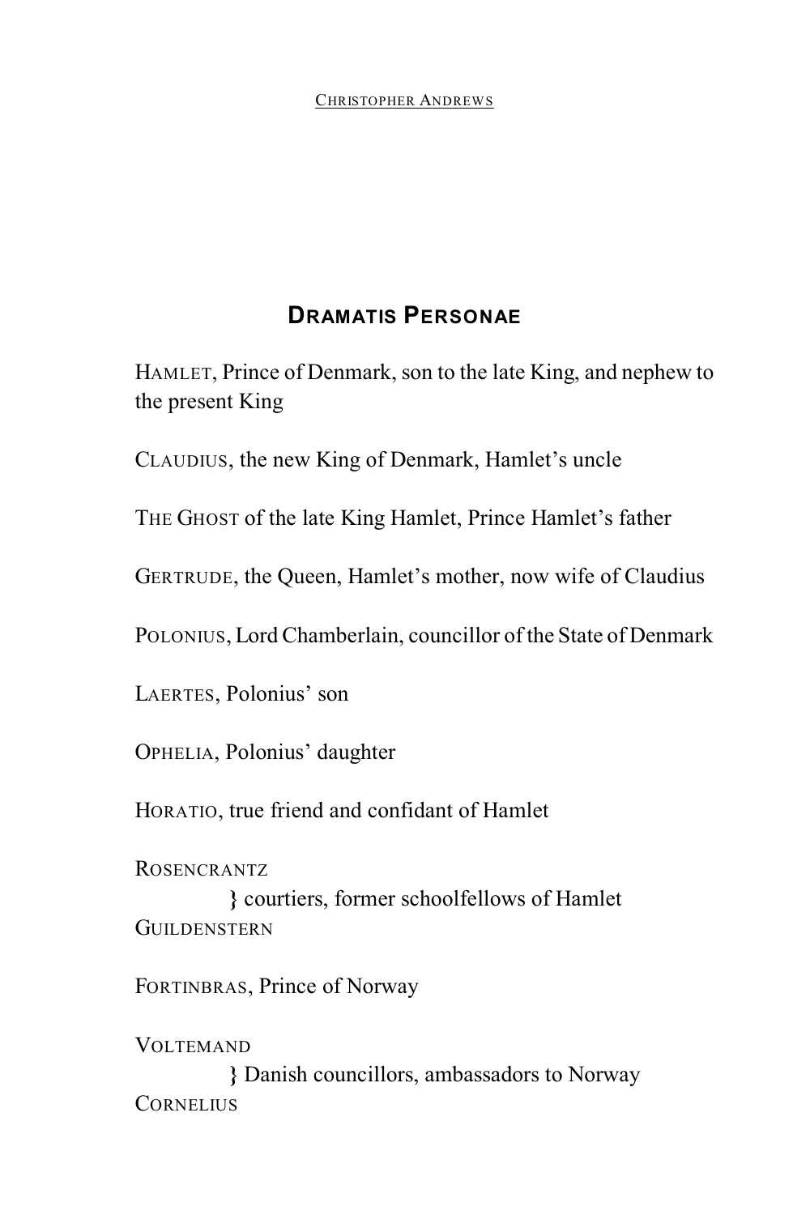## DRAMATIS PERSONAE

HAMLET, Prince of Denmark, son to the late King, and nephew to the present King

CLAUDIUS, the new King of Denmark, Hamlet's uncle

THE GHOST of the late King Hamlet, Prince Hamlet's father

GERTRUDE, the Queen, Hamlet's mother, now wife of Claudius

POLONIUS, Lord Chamberlain, councillor of the State of Denmark

LAERTES, Polonius' son

OPHELIA, Polonius' daughter

HORATIO, true friend and confidant of Hamlet

ROSENCRANTZ
} courtiers, former schoolfellows of Hamlet
GUILDENSTERN

FORTINBRAS, Prince of Norway

VOLTEMAND
} Danish councillors, ambassadors to Norway
CORNELIUS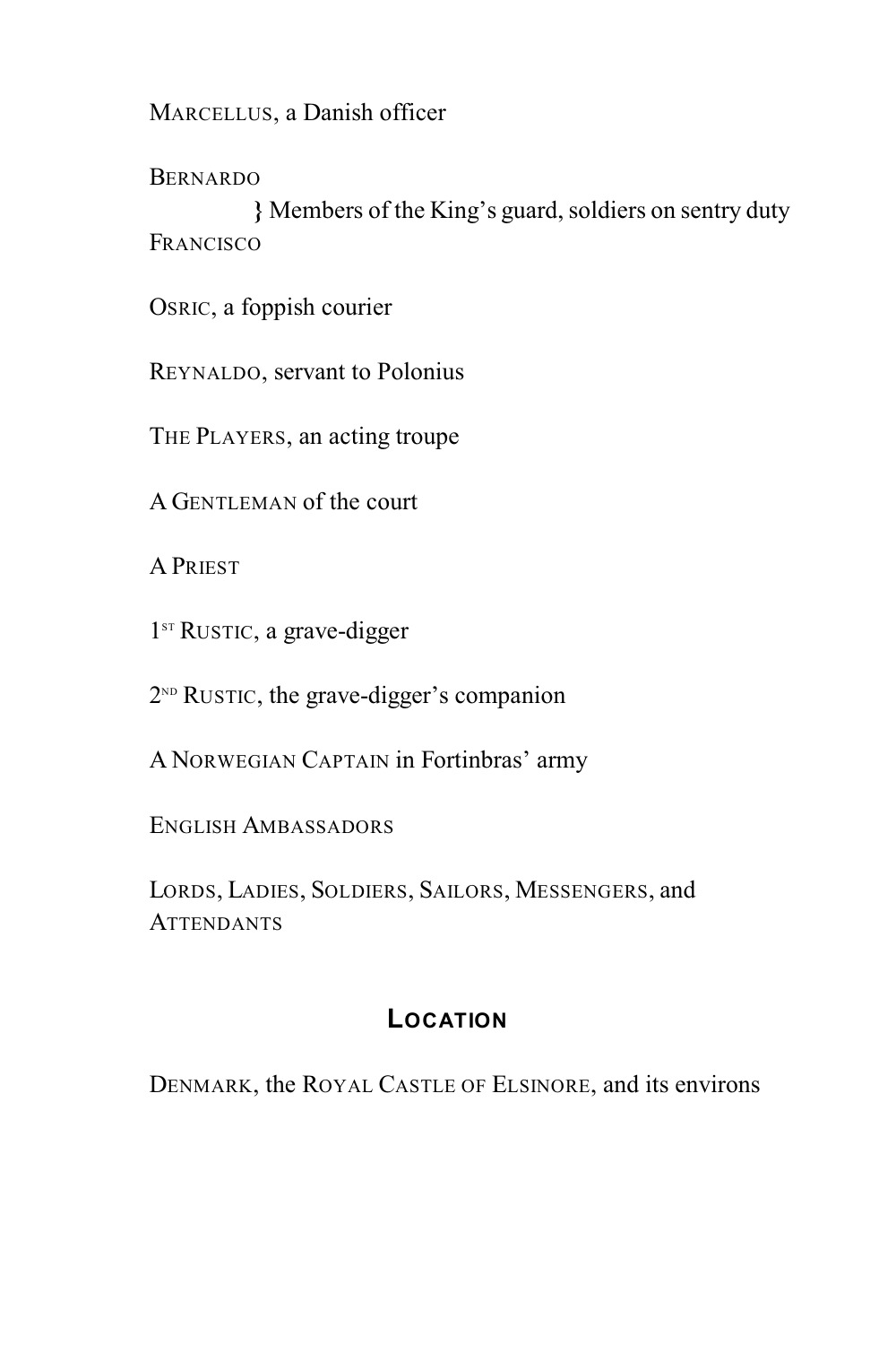MARCELLUS, a Danish officer

BERNARDO
} Members of the King's guard, soldiers on sentry duty
FRANCISCO

OSRIC, a foppish courier

REYNALDO, servant to Polonius

THE PLAYERS, an acting troupe

A GENTLEMAN of the court

A PRIEST

1ST RUSTIC, a grave-digger

2ND RUSTIC, the grave-digger's companion

A NORWEGIAN CAPTAIN in Fortinbras' army

ENGLISH AMBASSADORS

LORDS, LADIES, SOLDIERS, SAILORS, MESSENGERS, and ATTENDANTS

## LOCATION

DENMARK, the ROYAL CASTLE OF ELSINORE, and its environs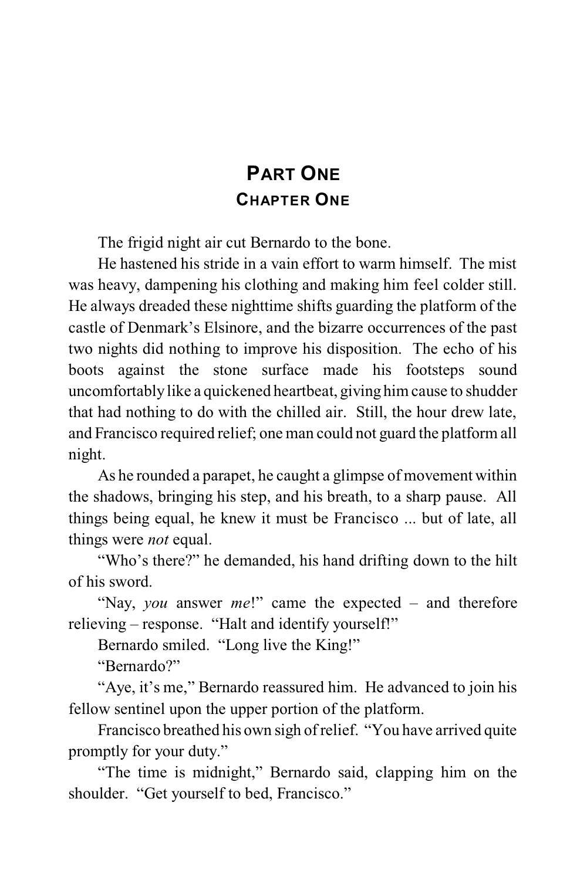# Part One

## Chapter One

The frigid night air cut Bernardo to the bone.

He hastened his stride in a vain effort to warm himself. The mist was heavy, dampening his clothing and making him feel colder still. He always dreaded these nighttime shifts guarding the platform of the castle of Denmark's Elsinore, and the bizarre occurrences of the past two nights did nothing to improve his disposition. The echo of his boots against the stone surface made his footsteps sound uncomfortably like a quickened heartbeat, giving him cause to shudder that had nothing to do with the chilled air. Still, the hour drew late, and Francisco required relief; one man could not guard the platform all night.

As he rounded a parapet, he caught a glimpse of movement within the shadows, bringing his step, and his breath, to a sharp pause. All things being equal, he knew it must be Francisco ... but of late, all things were *not* equal.

"Who's there?" he demanded, his hand drifting down to the hilt of his sword.

"Nay, *you* answer *me*!" came the expected – and therefore relieving – response. "Halt and identify yourself!"

Bernardo smiled. "Long live the King!"

"Bernardo?"

"Aye, it's me," Bernardo reassured him. He advanced to join his fellow sentinel upon the upper portion of the platform.

Francisco breathed his own sigh of relief. "You have arrived quite promptly for your duty."

"The time is midnight," Bernardo said, clapping him on the shoulder. "Get yourself to bed, Francisco."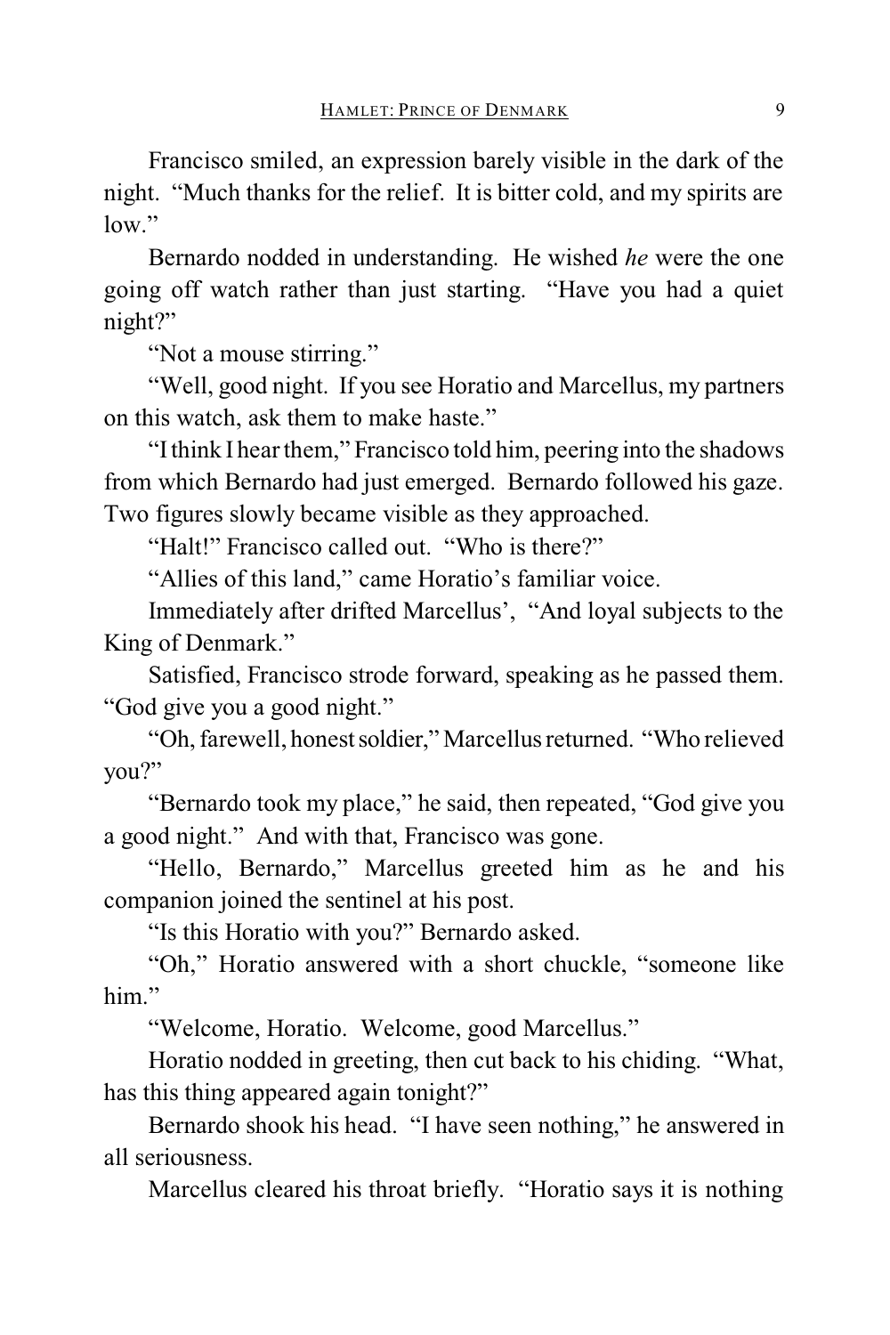Francisco smiled, an expression barely visible in the dark of the night. "Much thanks for the relief. It is bitter cold, and my spirits are low."

Bernardo nodded in understanding. He wished *he* were the one going off watch rather than just starting. "Have you had a quiet night?"

"Not a mouse stirring."

"Well, good night. If you see Horatio and Marcellus, my partners on this watch, ask them to make haste."

"I think I hear them," Francisco told him, peering into the shadows from which Bernardo had just emerged. Bernardo followed his gaze. Two figures slowly became visible as they approached.

"Halt!" Francisco called out. "Who is there?"

"Allies of this land," came Horatio's familiar voice.

Immediately after drifted Marcellus', "And loyal subjects to the King of Denmark."

Satisfied, Francisco strode forward, speaking as he passed them. "God give you a good night."

"Oh, farewell, honest soldier," Marcellus returned. "Who relieved you?"

"Bernardo took my place," he said, then repeated, "God give you a good night." And with that, Francisco was gone.

"Hello, Bernardo," Marcellus greeted him as he and his companion joined the sentinel at his post.

"Is this Horatio with you?" Bernardo asked.

"Oh," Horatio answered with a short chuckle, "someone like him."

"Welcome, Horatio. Welcome, good Marcellus."

Horatio nodded in greeting, then cut back to his chiding. "What, has this thing appeared again tonight?"

Bernardo shook his head. "I have seen nothing," he answered in all seriousness.

Marcellus cleared his throat briefly. "Horatio says it is nothing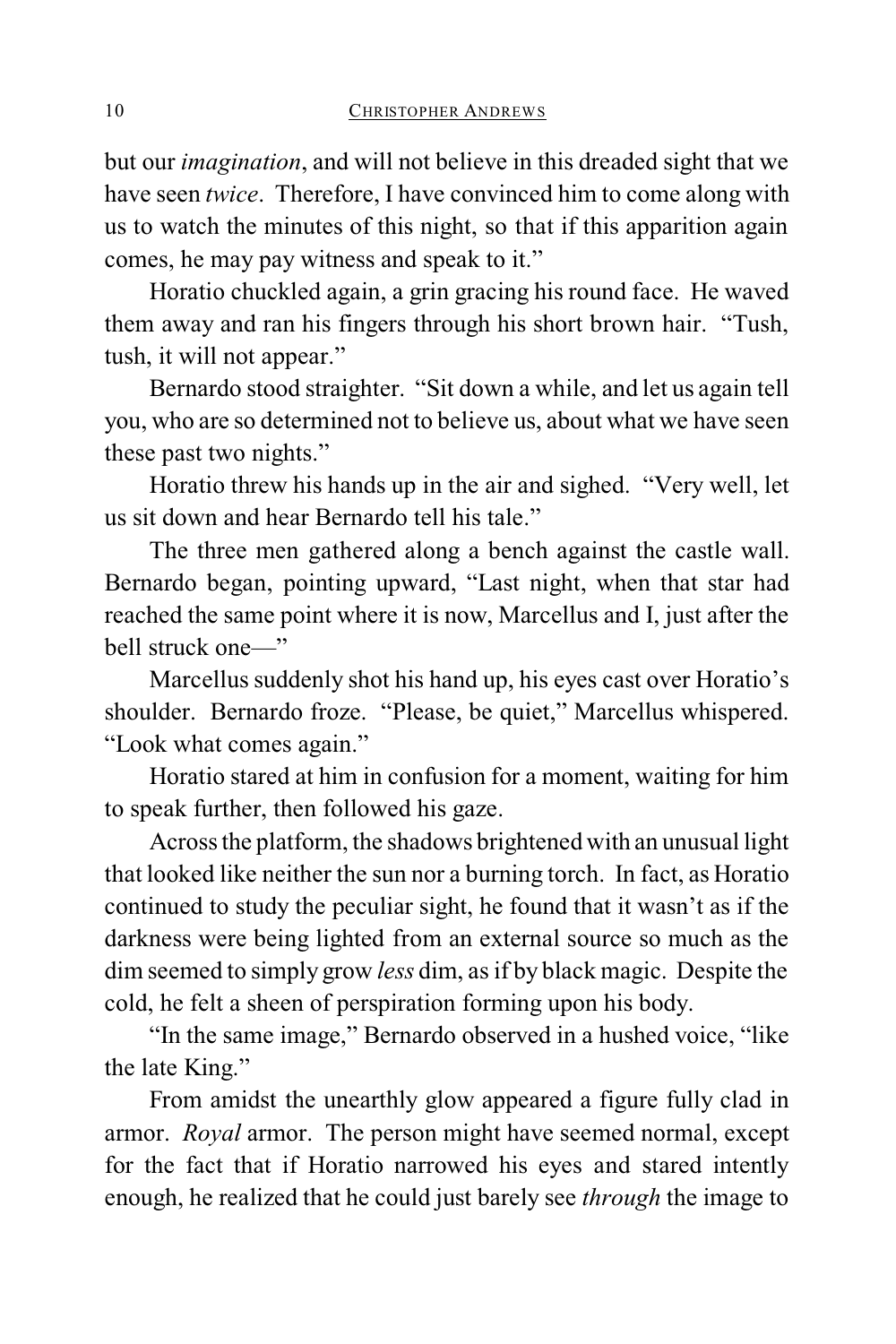but our *imagination*, and will not believe in this dreaded sight that we have seen *twice*. Therefore, I have convinced him to come along with us to watch the minutes of this night, so that if this apparition again comes, he may pay witness and speak to it."

Horatio chuckled again, a grin gracing his round face. He waved them away and ran his fingers through his short brown hair. "Tush, tush, it will not appear."

Bernardo stood straighter. "Sit down a while, and let us again tell you, who are so determined not to believe us, about what we have seen these past two nights."

Horatio threw his hands up in the air and sighed. "Very well, let us sit down and hear Bernardo tell his tale."

The three men gathered along a bench against the castle wall. Bernardo began, pointing upward, "Last night, when that star had reached the same point where it is now, Marcellus and I, just after the bell struck one—"

Marcellus suddenly shot his hand up, his eyes cast over Horatio's shoulder. Bernardo froze. "Please, be quiet," Marcellus whispered. "Look what comes again."

Horatio stared at him in confusion for a moment, waiting for him to speak further, then followed his gaze.

Across the platform, the shadows brightened with an unusual light that looked like neither the sun nor a burning torch. In fact, as Horatio continued to study the peculiar sight, he found that it wasn't as if the darkness were being lighted from an external source so much as the dim seemed to simply grow *less* dim, as if by black magic. Despite the cold, he felt a sheen of perspiration forming upon his body.

"In the same image," Bernardo observed in a hushed voice, "like the late King."

From amidst the unearthly glow appeared a figure fully clad in armor. *Royal* armor. The person might have seemed normal, except for the fact that if Horatio narrowed his eyes and stared intently enough, he realized that he could just barely see *through* the image to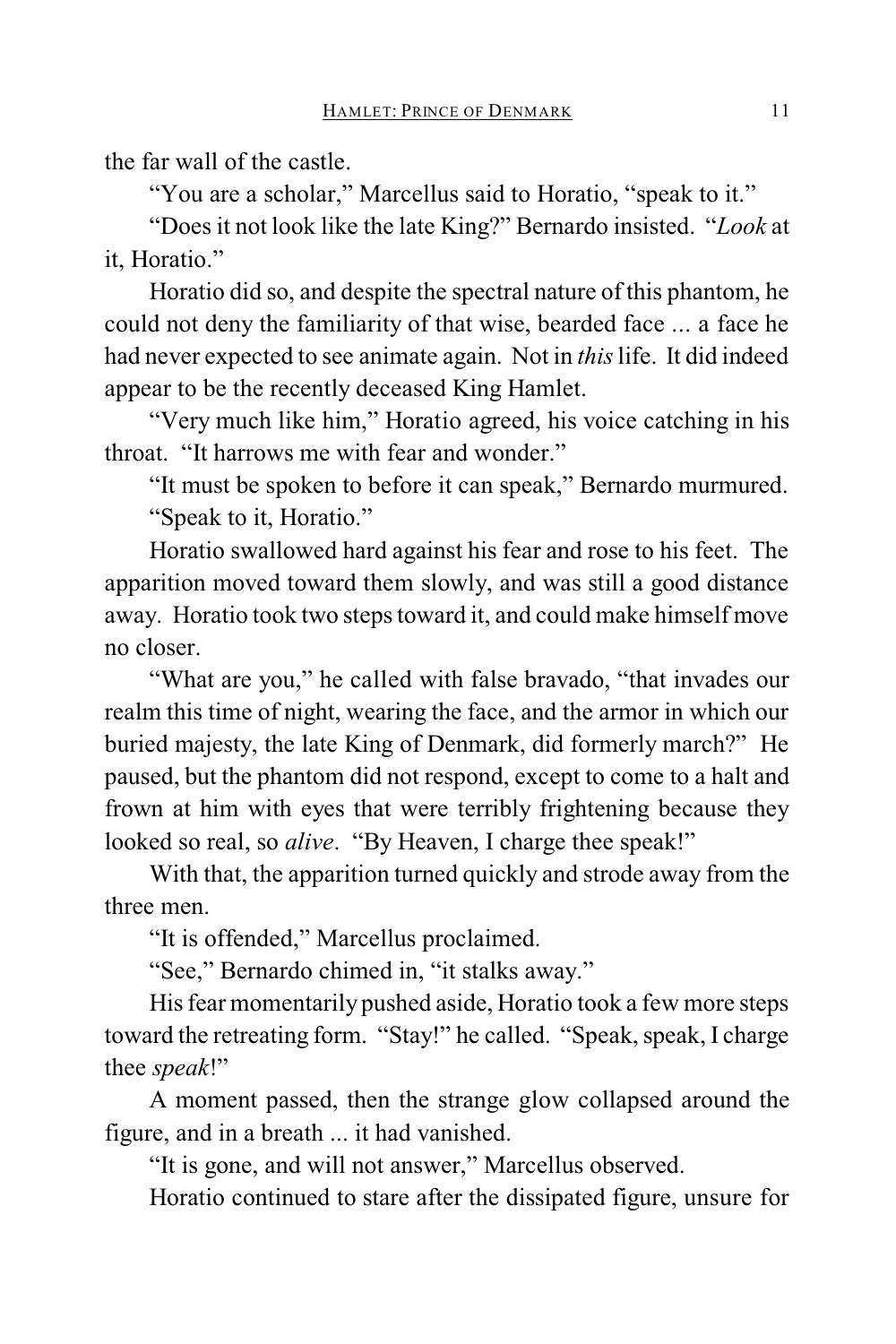the far wall of the castle.

"You are a scholar," Marcellus said to Horatio, "speak to it."

"Does it not look like the late King?" Bernardo insisted. "*Look* at it, Horatio."

Horatio did so, and despite the spectral nature of this phantom, he could not deny the familiarity of that wise, bearded face ... a face he had never expected to see animate again. Not in *this* life. It did indeed appear to be the recently deceased King Hamlet.

"Very much like him," Horatio agreed, his voice catching in his throat. "It harrows me with fear and wonder."

"It must be spoken to before it can speak," Bernardo murmured. "Speak to it, Horatio."

Horatio swallowed hard against his fear and rose to his feet. The apparition moved toward them slowly, and was still a good distance away. Horatio took two steps toward it, and could make himself move no closer.

"What are you," he called with false bravado, "that invades our realm this time of night, wearing the face, and the armor in which our buried majesty, the late King of Denmark, did formerly march?" He paused, but the phantom did not respond, except to come to a halt and frown at him with eyes that were terribly frightening because they looked so real, so *alive*. "By Heaven, I charge thee speak!"

With that, the apparition turned quickly and strode away from the three men.

"It is offended," Marcellus proclaimed.

"See," Bernardo chimed in, "it stalks away."

His fear momentarily pushed aside, Horatio took a few more steps toward the retreating form. "Stay!" he called. "Speak, speak, I charge thee *speak*!"

A moment passed, then the strange glow collapsed around the figure, and in a breath ... it had vanished.

"It is gone, and will not answer," Marcellus observed.

Horatio continued to stare after the dissipated figure, unsure for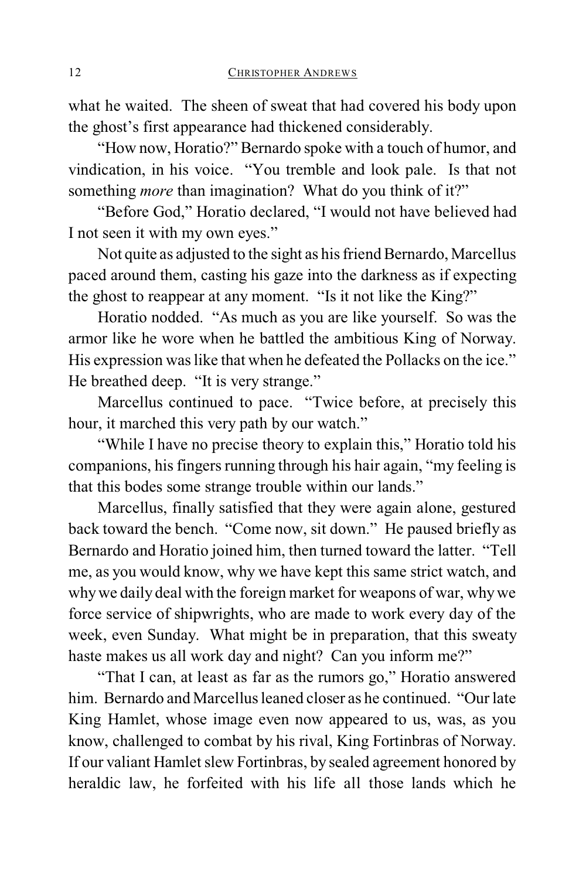what he waited. The sheen of sweat that had covered his body upon the ghost's first appearance had thickened considerably.

"How now, Horatio?" Bernardo spoke with a touch of humor, and vindication, in his voice. "You tremble and look pale. Is that not something *more* than imagination? What do you think of it?"

"Before God," Horatio declared, "I would not have believed had I not seen it with my own eyes."

Not quite as adjusted to the sight as his friend Bernardo, Marcellus paced around them, casting his gaze into the darkness as if expecting the ghost to reappear at any moment. "Is it not like the King?"

Horatio nodded. "As much as you are like yourself. So was the armor like he wore when he battled the ambitious King of Norway. His expression was like that when he defeated the Pollacks on the ice." He breathed deep. "It is very strange."

Marcellus continued to pace. "Twice before, at precisely this hour, it marched this very path by our watch."

"While I have no precise theory to explain this," Horatio told his companions, his fingers running through his hair again, "my feeling is that this bodes some strange trouble within our lands."

Marcellus, finally satisfied that they were again alone, gestured back toward the bench. "Come now, sit down." He paused briefly as Bernardo and Horatio joined him, then turned toward the latter. "Tell me, as you would know, why we have kept this same strict watch, and why we daily deal with the foreign market for weapons of war, why we force service of shipwrights, who are made to work every day of the week, even Sunday. What might be in preparation, that this sweaty haste makes us all work day and night? Can you inform me?"

"That I can, at least as far as the rumors go," Horatio answered him. Bernardo and Marcellus leaned closer as he continued. "Our late King Hamlet, whose image even now appeared to us, was, as you know, challenged to combat by his rival, King Fortinbras of Norway. If our valiant Hamlet slew Fortinbras, by sealed agreement honored by heraldic law, he forfeited with his life all those lands which he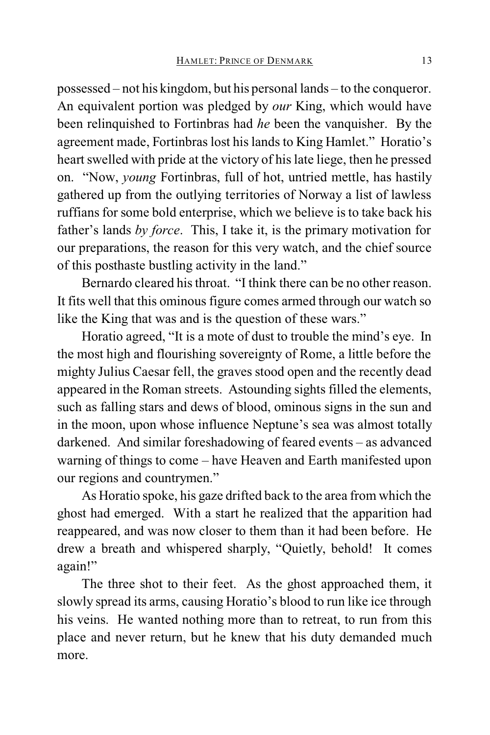possessed – not his kingdom, but his personal lands – to the conqueror. An equivalent portion was pledged by *our* King, which would have been relinquished to Fortinbras had *he* been the vanquisher. By the agreement made, Fortinbras lost his lands to King Hamlet." Horatio's heart swelled with pride at the victory of his late liege, then he pressed on. "Now, *young* Fortinbras, full of hot, untried mettle, has hastily gathered up from the outlying territories of Norway a list of lawless ruffians for some bold enterprise, which we believe is to take back his father's lands *by force*. This, I take it, is the primary motivation for our preparations, the reason for this very watch, and the chief source of this posthaste bustling activity in the land."

Bernardo cleared his throat. "I think there can be no other reason. It fits well that this ominous figure comes armed through our watch so like the King that was and is the question of these wars."

Horatio agreed, "It is a mote of dust to trouble the mind's eye. In the most high and flourishing sovereignty of Rome, a little before the mighty Julius Caesar fell, the graves stood open and the recently dead appeared in the Roman streets. Astounding sights filled the elements, such as falling stars and dews of blood, ominous signs in the sun and in the moon, upon whose influence Neptune's sea was almost totally darkened. And similar foreshadowing of feared events – as advanced warning of things to come – have Heaven and Earth manifested upon our regions and countrymen."

As Horatio spoke, his gaze drifted back to the area from which the ghost had emerged. With a start he realized that the apparition had reappeared, and was now closer to them than it had been before. He drew a breath and whispered sharply, "Quietly, behold! It comes again!"

The three shot to their feet. As the ghost approached them, it slowly spread its arms, causing Horatio's blood to run like ice through his veins. He wanted nothing more than to retreat, to run from this place and never return, but he knew that his duty demanded much more.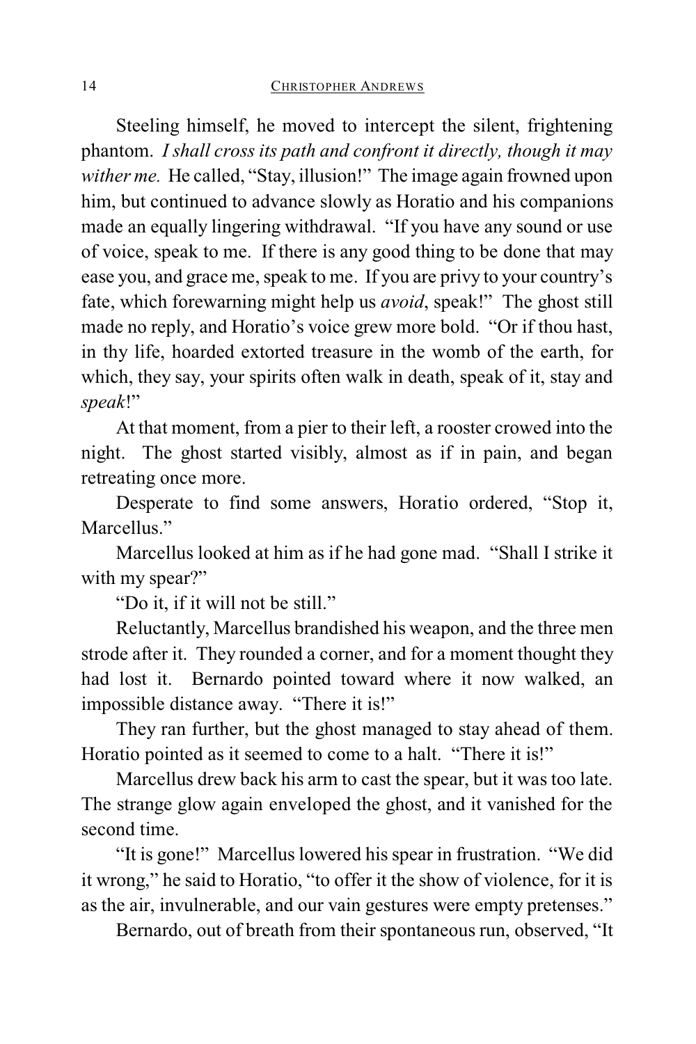Steeling himself, he moved to intercept the silent, frightening phantom. *I shall cross its path and confront it directly, though it may wither me.* He called, "Stay, illusion!" The image again frowned upon him, but continued to advance slowly as Horatio and his companions made an equally lingering withdrawal. "If you have any sound or use of voice, speak to me. If there is any good thing to be done that may ease you, and grace me, speak to me. If you are privy to your country's fate, which forewarning might help us *avoid*, speak!" The ghost still made no reply, and Horatio's voice grew more bold. "Or if thou hast, in thy life, hoarded extorted treasure in the womb of the earth, for which, they say, your spirits often walk in death, speak of it, stay and *speak*!"

At that moment, from a pier to their left, a rooster crowed into the night. The ghost started visibly, almost as if in pain, and began retreating once more.

Desperate to find some answers, Horatio ordered, "Stop it, Marcellus."

Marcellus looked at him as if he had gone mad. "Shall I strike it with my spear?"

"Do it, if it will not be still."

Reluctantly, Marcellus brandished his weapon, and the three men strode after it. They rounded a corner, and for a moment thought they had lost it. Bernardo pointed toward where it now walked, an impossible distance away. "There it is!"

They ran further, but the ghost managed to stay ahead of them. Horatio pointed as it seemed to come to a halt. "There it is!"

Marcellus drew back his arm to cast the spear, but it was too late. The strange glow again enveloped the ghost, and it vanished for the second time.

"It is gone!" Marcellus lowered his spear in frustration. "We did it wrong," he said to Horatio, "to offer it the show of violence, for it is as the air, invulnerable, and our vain gestures were empty pretenses."

Bernardo, out of breath from their spontaneous run, observed, "It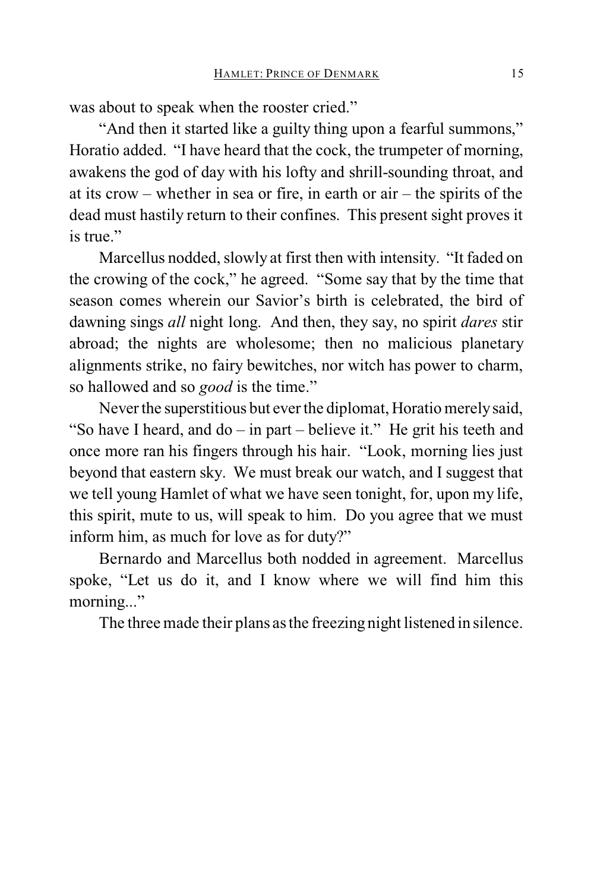was about to speak when the rooster cried."

"And then it started like a guilty thing upon a fearful summons," Horatio added. "I have heard that the cock, the trumpeter of morning, awakens the god of day with his lofty and shrill-sounding throat, and at its crow – whether in sea or fire, in earth or air – the spirits of the dead must hastily return to their confines. This present sight proves it is true."

Marcellus nodded, slowly at first then with intensity. "It faded on the crowing of the cock," he agreed. "Some say that by the time that season comes wherein our Savior's birth is celebrated, the bird of dawning sings *all* night long. And then, they say, no spirit *dares* stir abroad; the nights are wholesome; then no malicious planetary alignments strike, no fairy bewitches, nor witch has power to charm, so hallowed and so *good* is the time."

Never the superstitious but ever the diplomat, Horatio merely said, "So have I heard, and do – in part – believe it." He grit his teeth and once more ran his fingers through his hair. "Look, morning lies just beyond that eastern sky. We must break our watch, and I suggest that we tell young Hamlet of what we have seen tonight, for, upon my life, this spirit, mute to us, will speak to him. Do you agree that we must inform him, as much for love as for duty?"

Bernardo and Marcellus both nodded in agreement. Marcellus spoke, "Let us do it, and I know where we will find him this morning..."

The three made their plans as the freezing night listened in silence.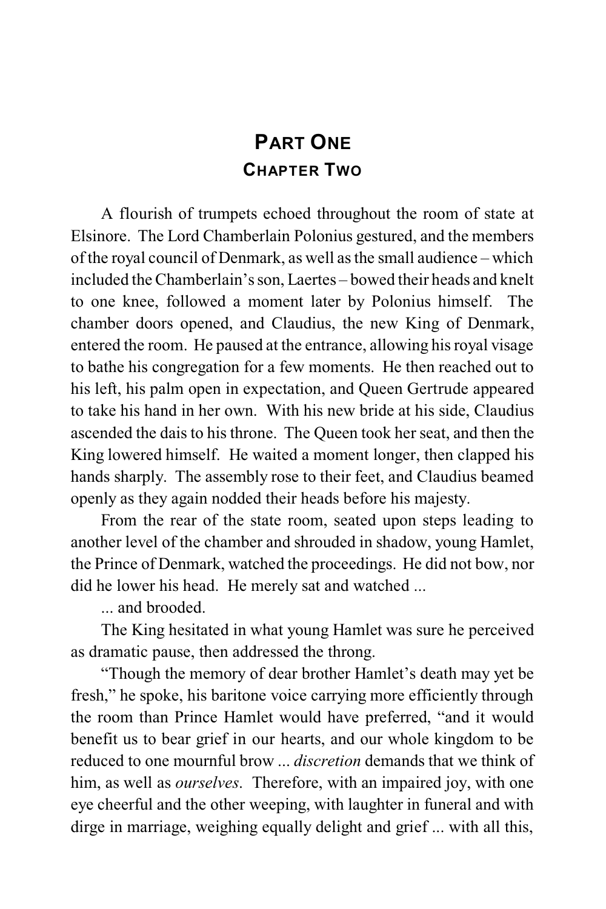# Part One
## Chapter Two

A flourish of trumpets echoed throughout the room of state at Elsinore. The Lord Chamberlain Polonius gestured, and the members of the royal council of Denmark, as well as the small audience – which included the Chamberlain's son, Laertes – bowed their heads and knelt to one knee, followed a moment later by Polonius himself. The chamber doors opened, and Claudius, the new King of Denmark, entered the room. He paused at the entrance, allowing his royal visage to bathe his congregation for a few moments. He then reached out to his left, his palm open in expectation, and Queen Gertrude appeared to take his hand in her own. With his new bride at his side, Claudius ascended the dais to his throne. The Queen took her seat, and then the King lowered himself. He waited a moment longer, then clapped his hands sharply. The assembly rose to their feet, and Claudius beamed openly as they again nodded their heads before his majesty.

From the rear of the state room, seated upon steps leading to another level of the chamber and shrouded in shadow, young Hamlet, the Prince of Denmark, watched the proceedings. He did not bow, nor did he lower his head. He merely sat and watched ...

... and brooded.

The King hesitated in what young Hamlet was sure he perceived as dramatic pause, then addressed the throng.

"Though the memory of dear brother Hamlet's death may yet be fresh," he spoke, his baritone voice carrying more efficiently through the room than Prince Hamlet would have preferred, "and it would benefit us to bear grief in our hearts, and our whole kingdom to be reduced to one mournful brow ... *discretion* demands that we think of him, as well as *ourselves*. Therefore, with an impaired joy, with one eye cheerful and the other weeping, with laughter in funeral and with dirge in marriage, weighing equally delight and grief ... with all this,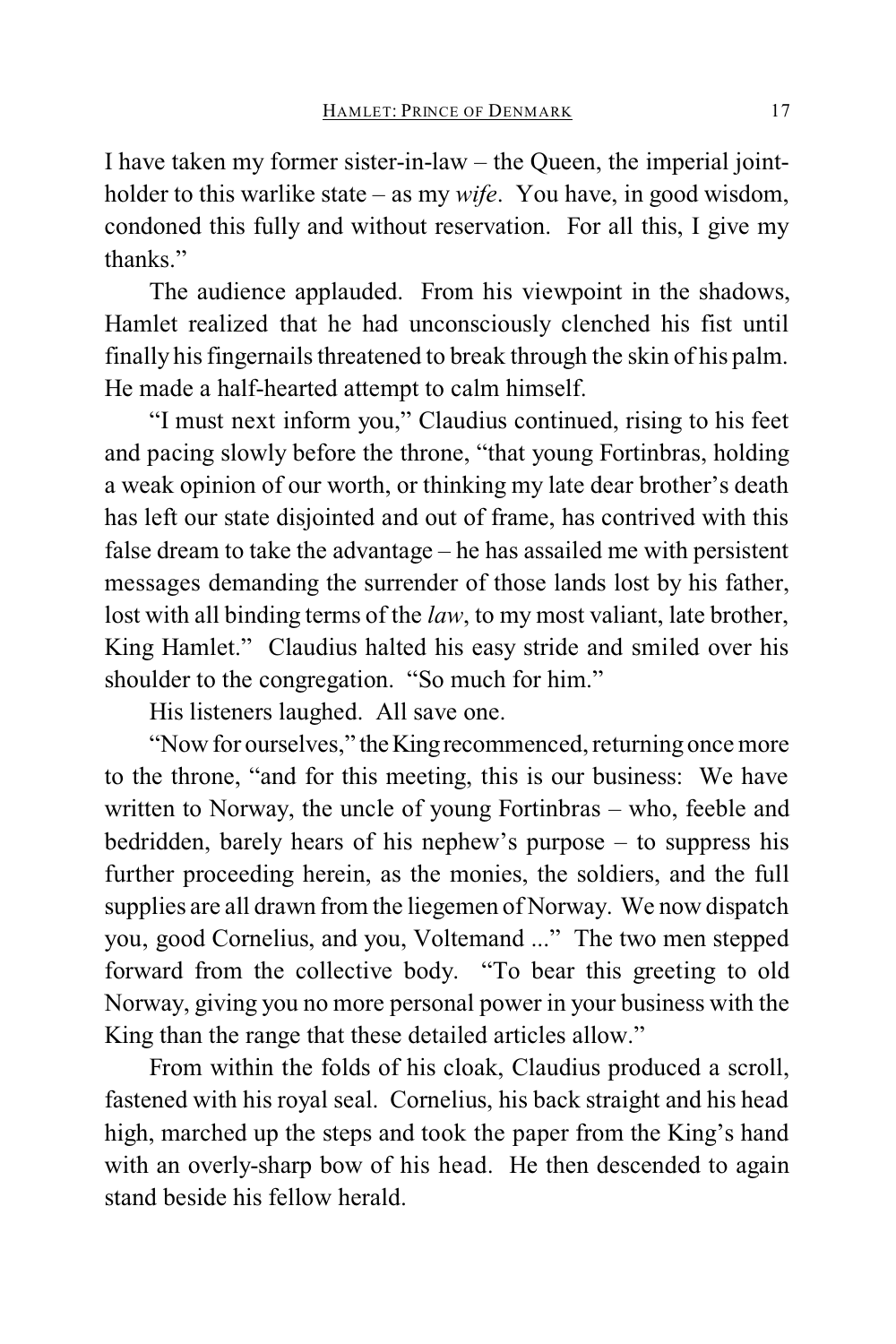I have taken my former sister-in-law – the Queen, the imperial joint-holder to this warlike state – as my *wife*. You have, in good wisdom, condoned this fully and without reservation. For all this, I give my thanks."

The audience applauded. From his viewpoint in the shadows, Hamlet realized that he had unconsciously clenched his fist until finally his fingernails threatened to break through the skin of his palm. He made a half-hearted attempt to calm himself.

"I must next inform you," Claudius continued, rising to his feet and pacing slowly before the throne, "that young Fortinbras, holding a weak opinion of our worth, or thinking my late dear brother's death has left our state disjointed and out of frame, has contrived with this false dream to take the advantage – he has assailed me with persistent messages demanding the surrender of those lands lost by his father, lost with all binding terms of the *law*, to my most valiant, late brother, King Hamlet." Claudius halted his easy stride and smiled over his shoulder to the congregation. "So much for him."

His listeners laughed. All save one.

"Now for ourselves," the King recommenced, returning once more to the throne, "and for this meeting, this is our business: We have written to Norway, the uncle of young Fortinbras – who, feeble and bedridden, barely hears of his nephew's purpose – to suppress his further proceeding herein, as the monies, the soldiers, and the full supplies are all drawn from the liegemen of Norway. We now dispatch you, good Cornelius, and you, Voltemand ..." The two men stepped forward from the collective body. "To bear this greeting to old Norway, giving you no more personal power in your business with the King than the range that these detailed articles allow."

From within the folds of his cloak, Claudius produced a scroll, fastened with his royal seal. Cornelius, his back straight and his head high, marched up the steps and took the paper from the King's hand with an overly-sharp bow of his head. He then descended to again stand beside his fellow herald.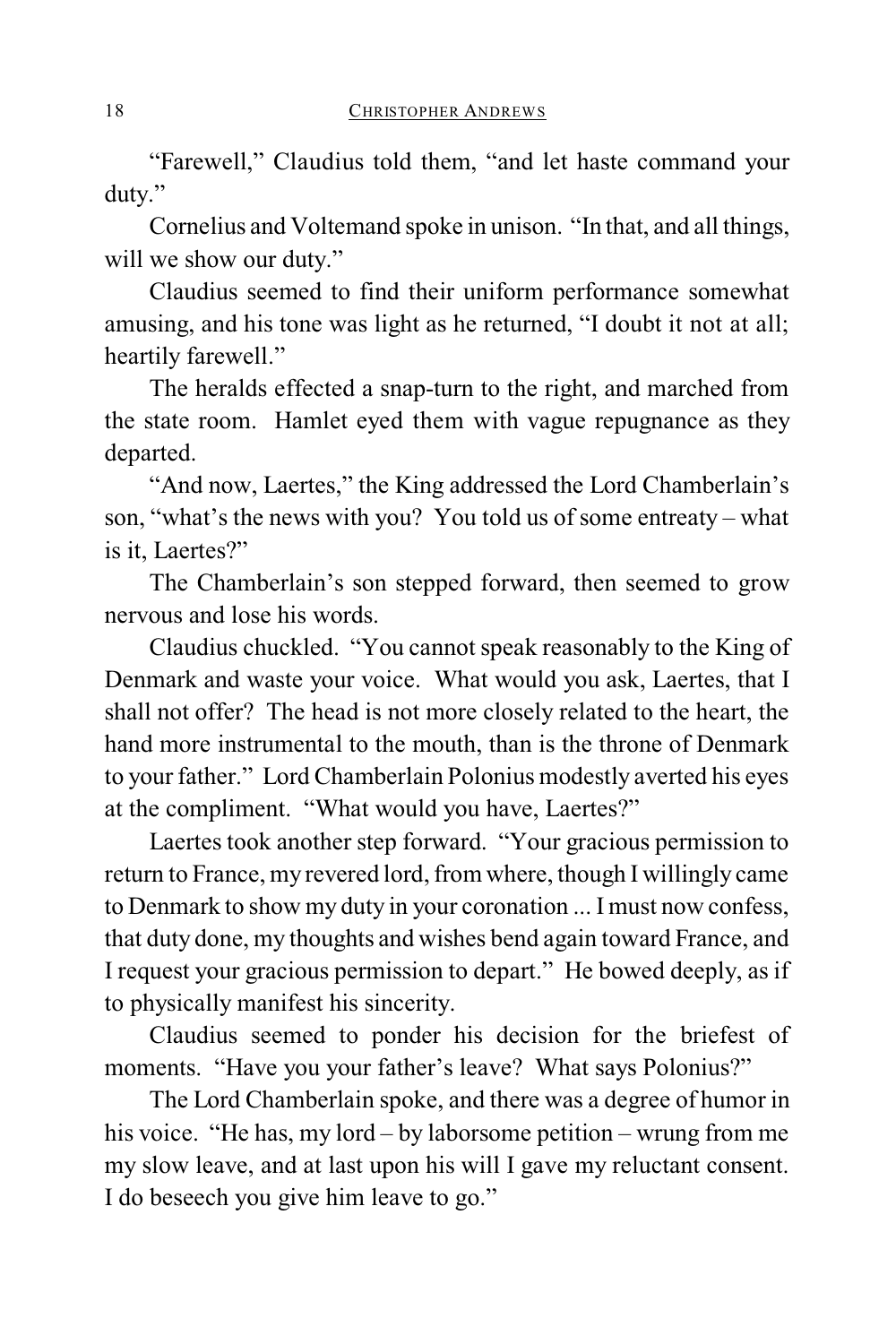"Farewell," Claudius told them, "and let haste command your duty."

Cornelius and Voltemand spoke in unison. "In that, and all things, will we show our duty."

Claudius seemed to find their uniform performance somewhat amusing, and his tone was light as he returned, "I doubt it not at all; heartily farewell."

The heralds effected a snap-turn to the right, and marched from the state room. Hamlet eyed them with vague repugnance as they departed.

"And now, Laertes," the King addressed the Lord Chamberlain's son, "what's the news with you? You told us of some entreaty – what is it, Laertes?"

The Chamberlain's son stepped forward, then seemed to grow nervous and lose his words.

Claudius chuckled. "You cannot speak reasonably to the King of Denmark and waste your voice. What would you ask, Laertes, that I shall not offer? The head is not more closely related to the heart, the hand more instrumental to the mouth, than is the throne of Denmark to your father." Lord Chamberlain Polonius modestly averted his eyes at the compliment. "What would you have, Laertes?"

Laertes took another step forward. "Your gracious permission to return to France, my revered lord, from where, though I willingly came to Denmark to show my duty in your coronation ... I must now confess, that duty done, my thoughts and wishes bend again toward France, and I request your gracious permission to depart." He bowed deeply, as if to physically manifest his sincerity.

Claudius seemed to ponder his decision for the briefest of moments. "Have you your father's leave? What says Polonius?"

The Lord Chamberlain spoke, and there was a degree of humor in his voice. "He has, my lord – by laborsome petition – wrung from me my slow leave, and at last upon his will I gave my reluctant consent. I do beseech you give him leave to go."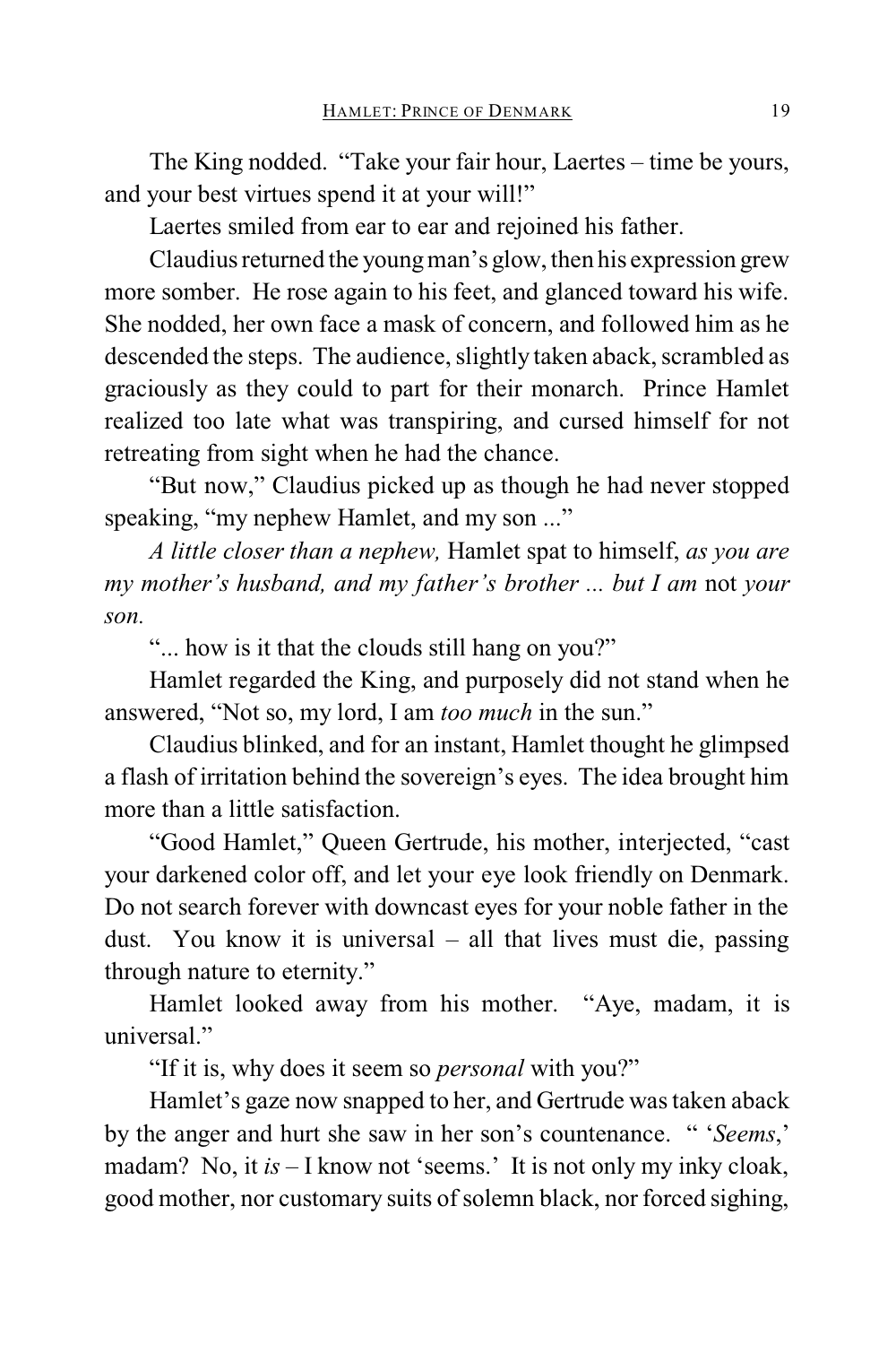The King nodded. "Take your fair hour, Laertes – time be yours, and your best virtues spend it at your will!"

Laertes smiled from ear to ear and rejoined his father.

Claudius returned the young man's glow, then his expression grew more somber. He rose again to his feet, and glanced toward his wife. She nodded, her own face a mask of concern, and followed him as he descended the steps. The audience, slightly taken aback, scrambled as graciously as they could to part for their monarch. Prince Hamlet realized too late what was transpiring, and cursed himself for not retreating from sight when he had the chance.

"But now," Claudius picked up as though he had never stopped speaking, "my nephew Hamlet, and my son ..."

*A little closer than a nephew,* Hamlet spat to himself, *as you are my mother's husband, and my father's brother ... but I am* not *your son.*

"... how is it that the clouds still hang on you?"

Hamlet regarded the King, and purposely did not stand when he answered, "Not so, my lord, I am *too much* in the sun."

Claudius blinked, and for an instant, Hamlet thought he glimpsed a flash of irritation behind the sovereign's eyes. The idea brought him more than a little satisfaction.

"Good Hamlet," Queen Gertrude, his mother, interjected, "cast your darkened color off, and let your eye look friendly on Denmark. Do not search forever with downcast eyes for your noble father in the dust. You know it is universal – all that lives must die, passing through nature to eternity."

Hamlet looked away from his mother. "Aye, madam, it is universal."

"If it is, why does it seem so *personal* with you?"

Hamlet's gaze now snapped to her, and Gertrude was taken aback by the anger and hurt she saw in her son's countenance. " '*Seems*,' madam? No, it *is* – I know not 'seems.' It is not only my inky cloak, good mother, nor customary suits of solemn black, nor forced sighing,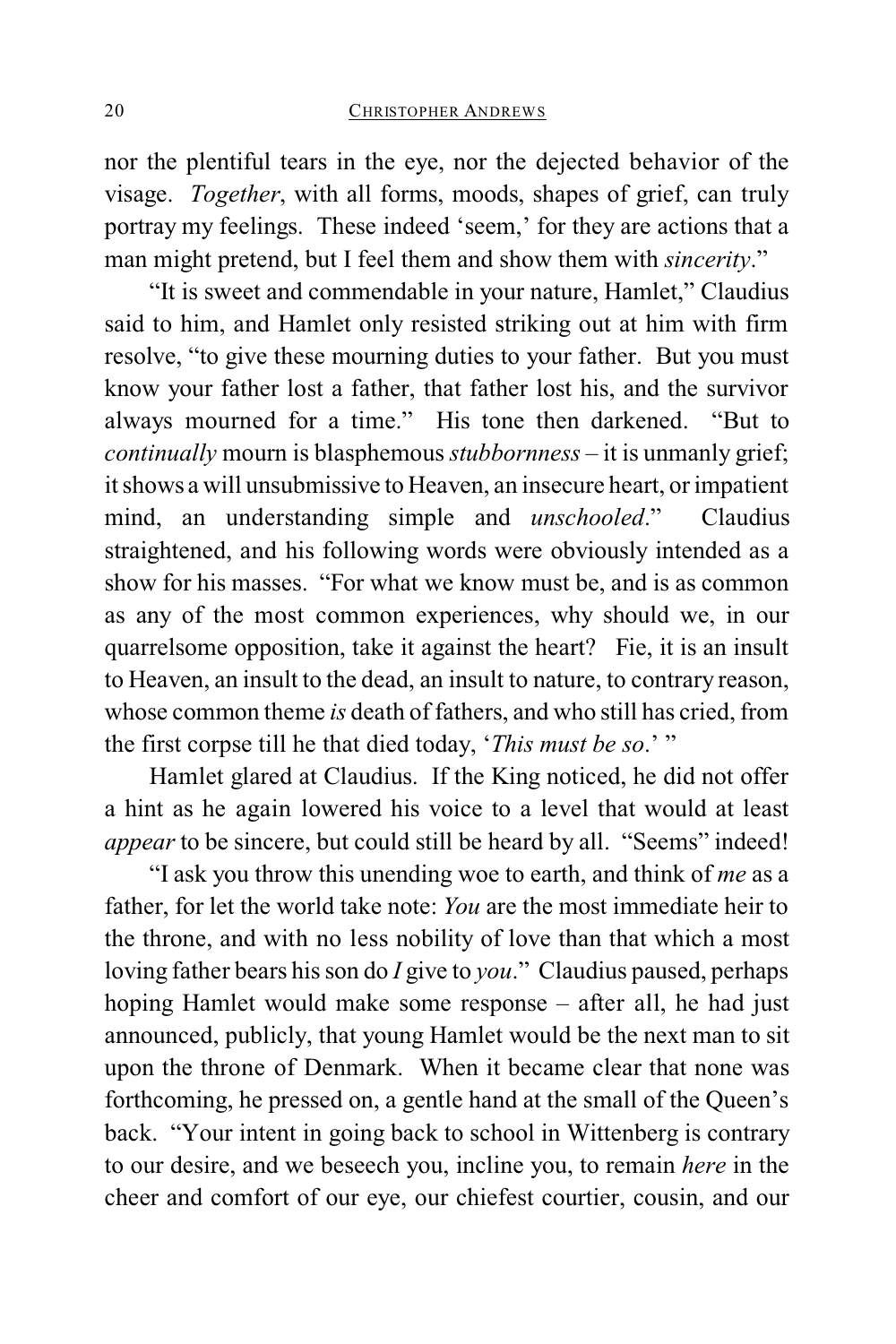nor the plentiful tears in the eye, nor the dejected behavior of the visage. *Together*, with all forms, moods, shapes of grief, can truly portray my feelings. These indeed 'seem,' for they are actions that a man might pretend, but I feel them and show them with *sincerity*."

"It is sweet and commendable in your nature, Hamlet," Claudius said to him, and Hamlet only resisted striking out at him with firm resolve, "to give these mourning duties to your father. But you must know your father lost a father, that father lost his, and the survivor always mourned for a time." His tone then darkened. "But to *continually* mourn is blasphemous *stubbornness* – it is unmanly grief; it shows a will unsubmissive to Heaven, an insecure heart, or impatient mind, an understanding simple and *unschooled*." Claudius straightened, and his following words were obviously intended as a show for his masses. "For what we know must be, and is as common as any of the most common experiences, why should we, in our quarrelsome opposition, take it against the heart? Fie, it is an insult to Heaven, an insult to the dead, an insult to nature, to contrary reason, whose common theme *is* death of fathers, and who still has cried, from the first corpse till he that died today, '*This must be so*.' "

Hamlet glared at Claudius. If the King noticed, he did not offer a hint as he again lowered his voice to a level that would at least *appear* to be sincere, but could still be heard by all. "Seems" indeed!

"I ask you throw this unending woe to earth, and think of *me* as a father, for let the world take note: *You* are the most immediate heir to the throne, and with no less nobility of love than that which a most loving father bears his son do *I* give to *you*." Claudius paused, perhaps hoping Hamlet would make some response – after all, he had just announced, publicly, that young Hamlet would be the next man to sit upon the throne of Denmark. When it became clear that none was forthcoming, he pressed on, a gentle hand at the small of the Queen's back. "Your intent in going back to school in Wittenberg is contrary to our desire, and we beseech you, incline you, to remain *here* in the cheer and comfort of our eye, our chiefest courtier, cousin, and our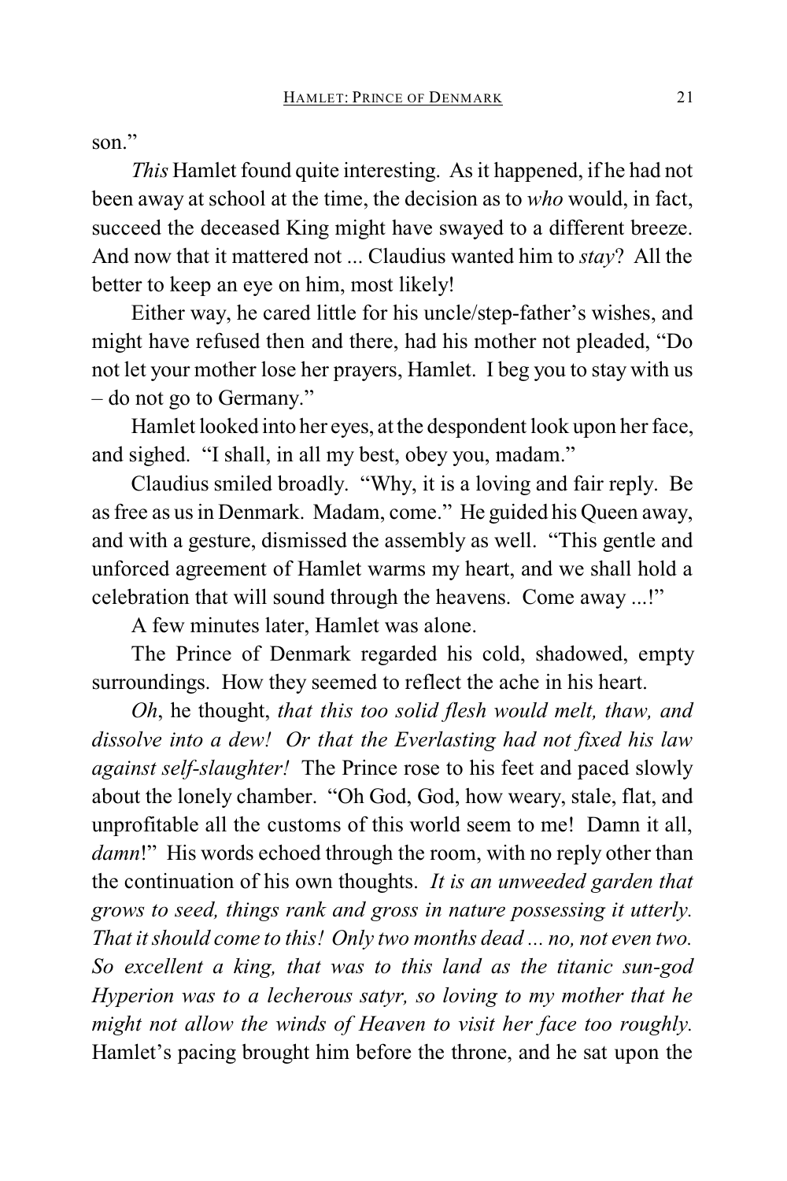son."

*This* Hamlet found quite interesting. As it happened, if he had not been away at school at the time, the decision as to *who* would, in fact, succeed the deceased King might have swayed to a different breeze. And now that it mattered not ... Claudius wanted him to *stay*? All the better to keep an eye on him, most likely!

Either way, he cared little for his uncle/step-father's wishes, and might have refused then and there, had his mother not pleaded, "Do not let your mother lose her prayers, Hamlet. I beg you to stay with us – do not go to Germany."

Hamlet looked into her eyes, at the despondent look upon her face, and sighed. "I shall, in all my best, obey you, madam."

Claudius smiled broadly. "Why, it is a loving and fair reply. Be as free as us in Denmark. Madam, come." He guided his Queen away, and with a gesture, dismissed the assembly as well. "This gentle and unforced agreement of Hamlet warms my heart, and we shall hold a celebration that will sound through the heavens. Come away ...!"

A few minutes later, Hamlet was alone.

The Prince of Denmark regarded his cold, shadowed, empty surroundings. How they seemed to reflect the ache in his heart.

*Oh*, he thought, *that this too solid flesh would melt, thaw, and dissolve into a dew! Or that the Everlasting had not fixed his law against self-slaughter!* The Prince rose to his feet and paced slowly about the lonely chamber. "Oh God, God, how weary, stale, flat, and unprofitable all the customs of this world seem to me! Damn it all, *damn*!" His words echoed through the room, with no reply other than the continuation of his own thoughts. *It is an unweeded garden that grows to seed, things rank and gross in nature possessing it utterly. That it should come to this! Only two months dead ... no, not even two. So excellent a king, that was to this land as the titanic sun-god Hyperion was to a lecherous satyr, so loving to my mother that he might not allow the winds of Heaven to visit her face too roughly.* Hamlet's pacing brought him before the throne, and he sat upon the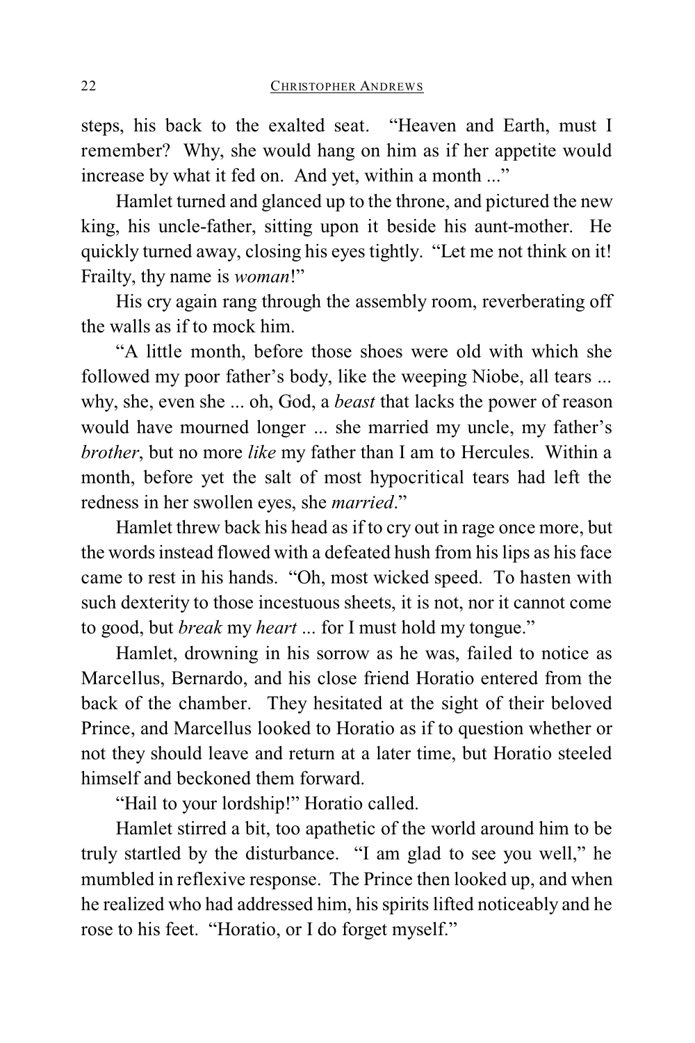steps, his back to the exalted seat. "Heaven and Earth, must I remember? Why, she would hang on him as if her appetite would increase by what it fed on. And yet, within a month ..."

Hamlet turned and glanced up to the throne, and pictured the new king, his uncle-father, sitting upon it beside his aunt-mother. He quickly turned away, closing his eyes tightly. "Let me not think on it! Frailty, thy name is *woman*!"

His cry again rang through the assembly room, reverberating off the walls as if to mock him.

"A little month, before those shoes were old with which she followed my poor father's body, like the weeping Niobe, all tears ... why, she, even she ... oh, God, a *beast* that lacks the power of reason would have mourned longer ... she married my uncle, my father's *brother*, but no more *like* my father than I am to Hercules. Within a month, before yet the salt of most hypocritical tears had left the redness in her swollen eyes, she *married*."

Hamlet threw back his head as if to cry out in rage once more, but the words instead flowed with a defeated hush from his lips as his face came to rest in his hands. "Oh, most wicked speed. To hasten with such dexterity to those incestuous sheets, it is not, nor it cannot come to good, but *break* my *heart* ... for I must hold my tongue."

Hamlet, drowning in his sorrow as he was, failed to notice as Marcellus, Bernardo, and his close friend Horatio entered from the back of the chamber. They hesitated at the sight of their beloved Prince, and Marcellus looked to Horatio as if to question whether or not they should leave and return at a later time, but Horatio steeled himself and beckoned them forward.

"Hail to your lordship!" Horatio called.

Hamlet stirred a bit, too apathetic of the world around him to be truly startled by the disturbance. "I am glad to see you well," he mumbled in reflexive response. The Prince then looked up, and when he realized who had addressed him, his spirits lifted noticeably and he rose to his feet. "Horatio, or I do forget myself."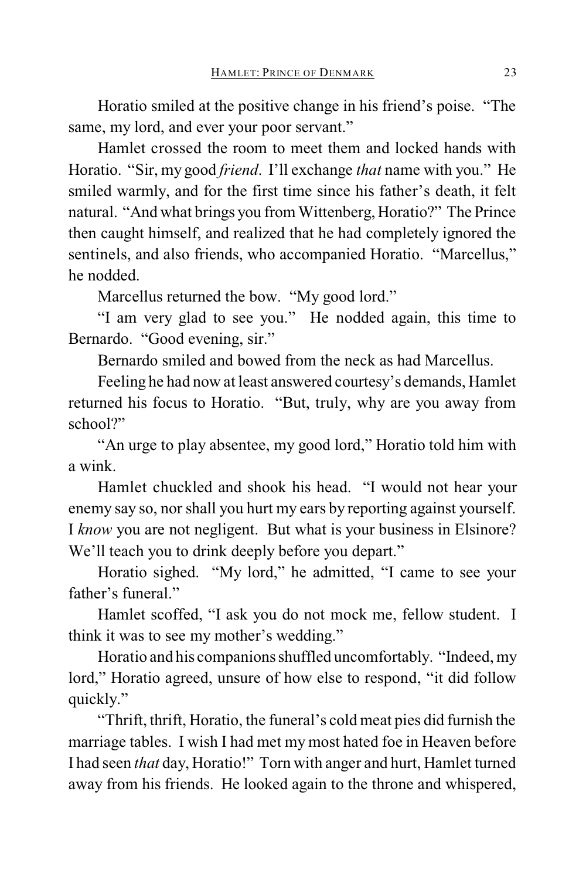Horatio smiled at the positive change in his friend's poise. "The same, my lord, and ever your poor servant."

Hamlet crossed the room to meet them and locked hands with Horatio. "Sir, my good *friend*. I'll exchange *that* name with you." He smiled warmly, and for the first time since his father's death, it felt natural. "And what brings you from Wittenberg, Horatio?" The Prince then caught himself, and realized that he had completely ignored the sentinels, and also friends, who accompanied Horatio. "Marcellus," he nodded.

Marcellus returned the bow. "My good lord."

"I am very glad to see you." He nodded again, this time to Bernardo. "Good evening, sir."

Bernardo smiled and bowed from the neck as had Marcellus.

Feeling he had now at least answered courtesy's demands, Hamlet returned his focus to Horatio. "But, truly, why are you away from school?"

"An urge to play absentee, my good lord," Horatio told him with a wink.

Hamlet chuckled and shook his head. "I would not hear your enemy say so, nor shall you hurt my ears by reporting against yourself. I *know* you are not negligent. But what is your business in Elsinore? We'll teach you to drink deeply before you depart."

Horatio sighed. "My lord," he admitted, "I came to see your father's funeral."

Hamlet scoffed, "I ask you do not mock me, fellow student. I think it was to see my mother's wedding."

Horatio and his companions shuffled uncomfortably. "Indeed, my lord," Horatio agreed, unsure of how else to respond, "it did follow quickly."

"Thrift, thrift, Horatio, the funeral's cold meat pies did furnish the marriage tables. I wish I had met my most hated foe in Heaven before I had seen *that* day, Horatio!" Torn with anger and hurt, Hamlet turned away from his friends. He looked again to the throne and whispered,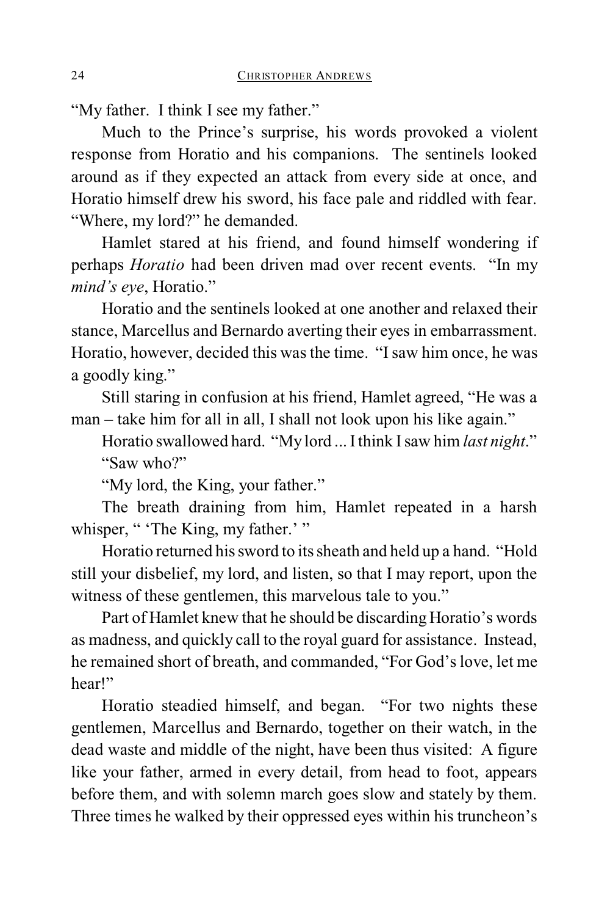"My father. I think I see my father."

Much to the Prince's surprise, his words provoked a violent response from Horatio and his companions. The sentinels looked around as if they expected an attack from every side at once, and Horatio himself drew his sword, his face pale and riddled with fear. "Where, my lord?" he demanded.

Hamlet stared at his friend, and found himself wondering if perhaps *Horatio* had been driven mad over recent events. "In my *mind's eye*, Horatio."

Horatio and the sentinels looked at one another and relaxed their stance, Marcellus and Bernardo averting their eyes in embarrassment. Horatio, however, decided this was the time. "I saw him once, he was a goodly king."

Still staring in confusion at his friend, Hamlet agreed, "He was a man – take him for all in all, I shall not look upon his like again."

Horatio swallowed hard. "My lord ... I think I saw him *last night*."

"Saw who?"

"My lord, the King, your father."

The breath draining from him, Hamlet repeated in a harsh whisper, " 'The King, my father.' "

Horatio returned his sword to its sheath and held up a hand. "Hold still your disbelief, my lord, and listen, so that I may report, upon the witness of these gentlemen, this marvelous tale to you."

Part of Hamlet knew that he should be discarding Horatio's words as madness, and quickly call to the royal guard for assistance. Instead, he remained short of breath, and commanded, "For God's love, let me hear!"

Horatio steadied himself, and began. "For two nights these gentlemen, Marcellus and Bernardo, together on their watch, in the dead waste and middle of the night, have been thus visited: A figure like your father, armed in every detail, from head to foot, appears before them, and with solemn march goes slow and stately by them. Three times he walked by their oppressed eyes within his truncheon's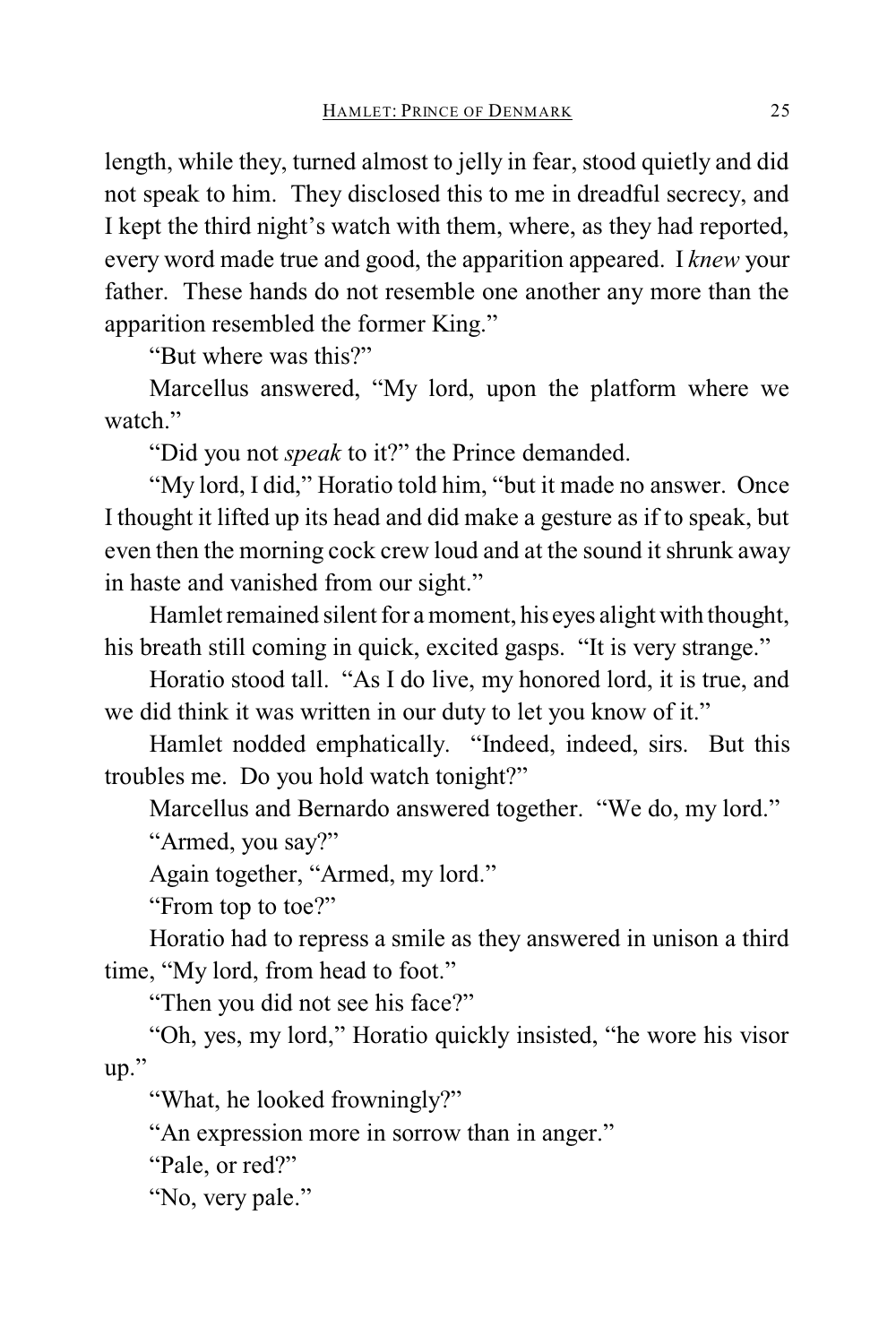length, while they, turned almost to jelly in fear, stood quietly and did not speak to him. They disclosed this to me in dreadful secrecy, and I kept the third night's watch with them, where, as they had reported, every word made true and good, the apparition appeared. I *knew* your father. These hands do not resemble one another any more than the apparition resembled the former King."

"But where was this?"

Marcellus answered, "My lord, upon the platform where we watch."

"Did you not *speak* to it?" the Prince demanded.

"My lord, I did," Horatio told him, "but it made no answer. Once I thought it lifted up its head and did make a gesture as if to speak, but even then the morning cock crew loud and at the sound it shrunk away in haste and vanished from our sight."

Hamlet remained silent for a moment, his eyes alight with thought, his breath still coming in quick, excited gasps. "It is very strange."

Horatio stood tall. "As I do live, my honored lord, it is true, and we did think it was written in our duty to let you know of it."

Hamlet nodded emphatically. "Indeed, indeed, sirs. But this troubles me. Do you hold watch tonight?"

Marcellus and Bernardo answered together. "We do, my lord."

"Armed, you say?"

Again together, "Armed, my lord."

"From top to toe?"

Horatio had to repress a smile as they answered in unison a third time, "My lord, from head to foot."

"Then you did not see his face?"

"Oh, yes, my lord," Horatio quickly insisted, "he wore his visor up."

"What, he looked frowningly?"

"An expression more in sorrow than in anger."

"Pale, or red?"

"No, very pale."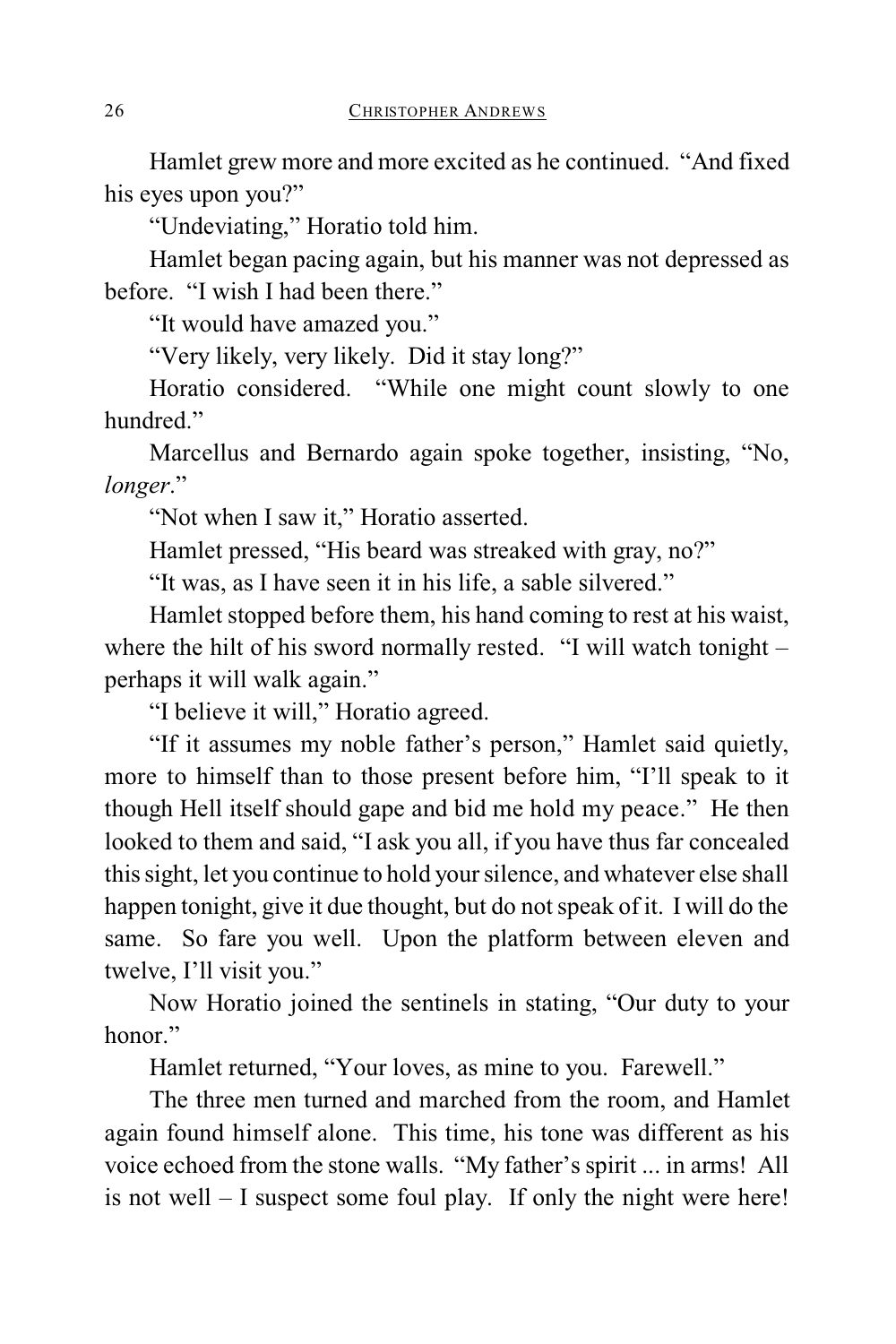Hamlet grew more and more excited as he continued. "And fixed his eyes upon you?"

"Undeviating," Horatio told him.

Hamlet began pacing again, but his manner was not depressed as before. "I wish I had been there."

"It would have amazed you."

"Very likely, very likely. Did it stay long?"

Horatio considered. "While one might count slowly to one hundred."

Marcellus and Bernardo again spoke together, insisting, "No, *longer*."

"Not when I saw it," Horatio asserted.

Hamlet pressed, "His beard was streaked with gray, no?"

"It was, as I have seen it in his life, a sable silvered."

Hamlet stopped before them, his hand coming to rest at his waist, where the hilt of his sword normally rested. "I will watch tonight – perhaps it will walk again."

"I believe it will," Horatio agreed.

"If it assumes my noble father's person," Hamlet said quietly, more to himself than to those present before him, "I'll speak to it though Hell itself should gape and bid me hold my peace." He then looked to them and said, "I ask you all, if you have thus far concealed this sight, let you continue to hold your silence, and whatever else shall happen tonight, give it due thought, but do not speak of it. I will do the same. So fare you well. Upon the platform between eleven and twelve, I'll visit you."

Now Horatio joined the sentinels in stating, "Our duty to your honor."

Hamlet returned, "Your loves, as mine to you. Farewell."

The three men turned and marched from the room, and Hamlet again found himself alone. This time, his tone was different as his voice echoed from the stone walls. "My father's spirit ... in arms! All is not well – I suspect some foul play. If only the night were here!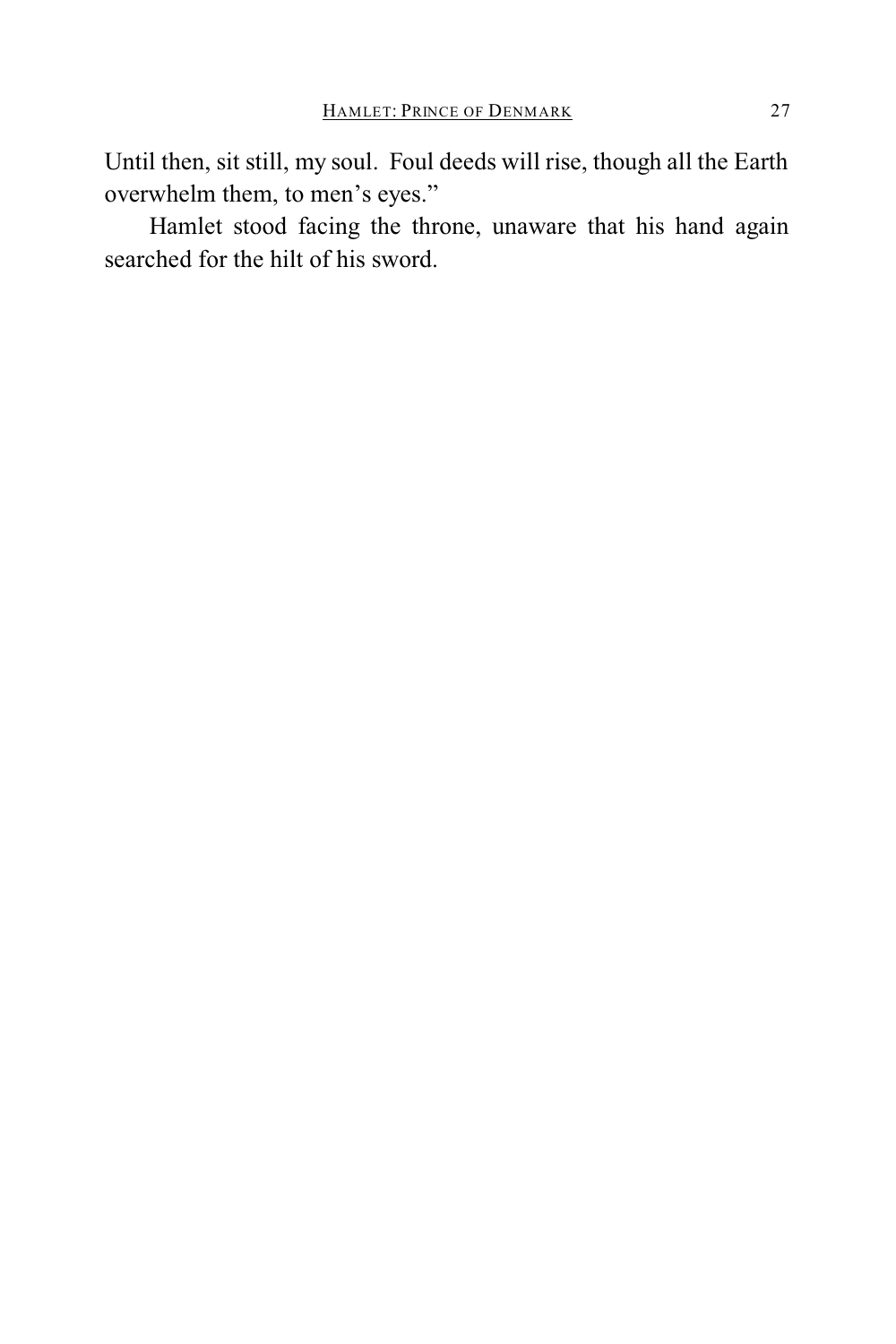Until then, sit still, my soul. Foul deeds will rise, though all the Earth overwhelm them, to men's eyes."

Hamlet stood facing the throne, unaware that his hand again searched for the hilt of his sword.